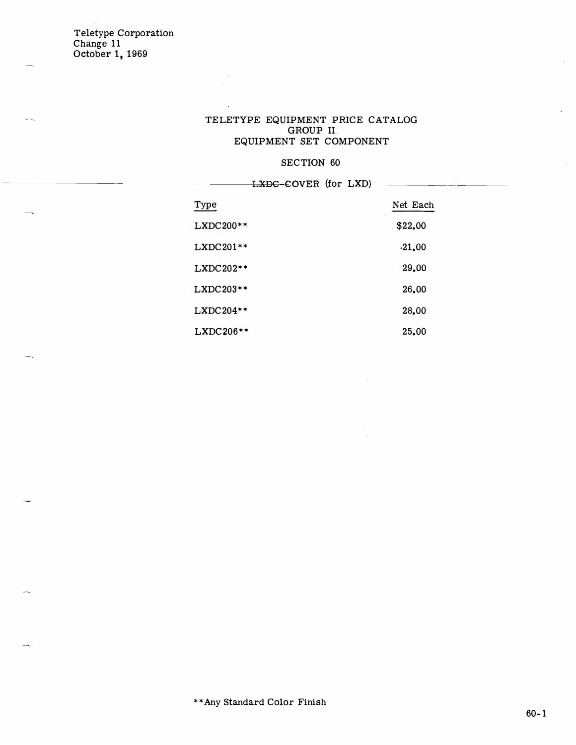Teletype Corporation
Change 11
October 1, 1969

# TELETYPE EQUIPMENT PRICE CATALOG
## GROUP II
## EQUIPMENT SET COMPONENT

### SECTION 60

### LXDC-COVER (for LXD)

| Type | Net Each |
|---|---|
| LXDC200** | $22.00 |
| LXDC201** | 21.00 |
| LXDC202** | 29.00 |
| LXDC203** | 26.00 |
| LXDC204** | 28.00 |
| LXDC206** | 25.00 |

**Any Standard Color Finish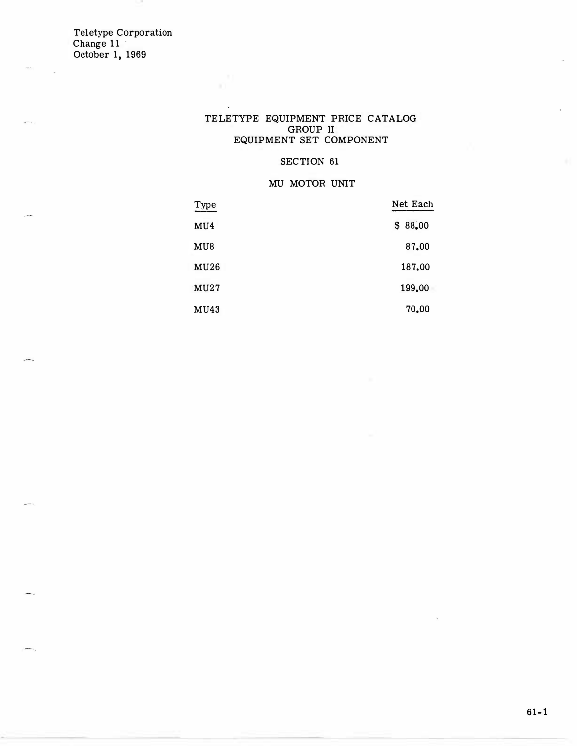Teletype Corporation
Change 11
October 1, 1969

# TELETYPE EQUIPMENT PRICE CATALOG
## GROUP II
## EQUIPMENT SET COMPONENT

## SECTION 61

## MU MOTOR UNIT

| Type | Net Each |
|---|---|
| MU4 | $ 88.00 |
| MU8 | 87.00 |
| MU26 | 187.00 |
| MU27 | 199.00 |
| MU43 | 70.00 |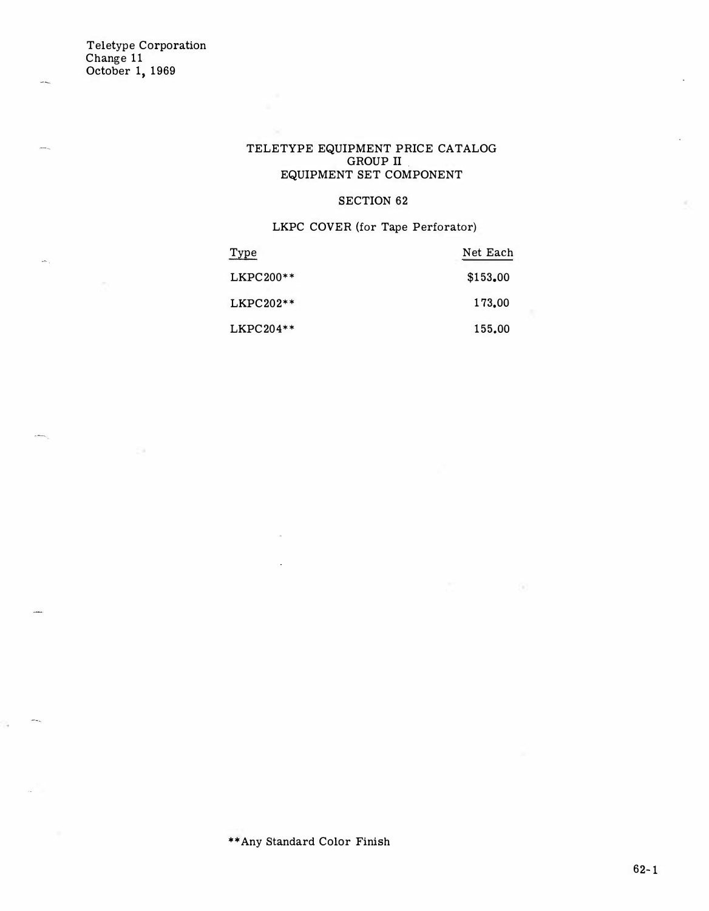Teletype Corporation
Change 11
October 1, 1969

# TELETYPE EQUIPMENT PRICE CATALOG
## GROUP II
## EQUIPMENT SET COMPONENT

### SECTION 62

### LKPC COVER (for Tape Perforator)

| Type | Net Each |
|---|---|
| LKPC200** | $153.00 |
| LKPC202** | 173.00 |
| LKPC204** | 155.00 |

**Any Standard Color Finish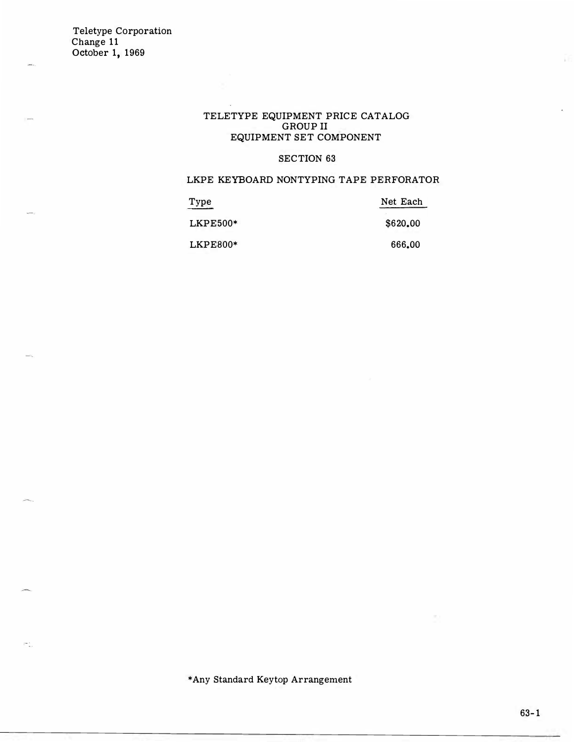Teletype Corporation
Change 11
October 1, 1969

# TELETYPE EQUIPMENT PRICE CATALOG
## GROUP II
## EQUIPMENT SET COMPONENT

## SECTION 63

### LKPE KEYBOARD NONTYPING TAPE PERFORATOR

| Type | Net Each |
|---|---|
| LKPE500* | $620.00 |
| LKPE800* | 666.00 |

*Any Standard Keytop Arrangement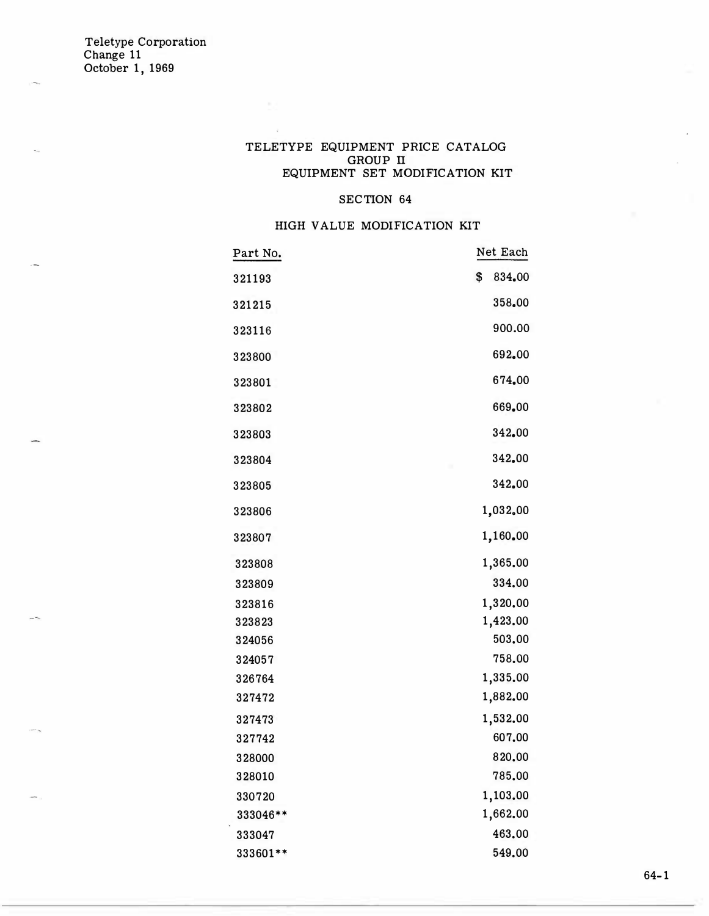Teletype Corporation
Change 11
October 1, 1969

# TELETYPE EQUIPMENT PRICE CATALOG
## GROUP II
## EQUIPMENT SET MODIFICATION KIT

### SECTION 64

### HIGH VALUE MODIFICATION KIT

| Part No. | Net Each |
|---|---|
| 321193 | $ 834.00 |
| 321215 | 358.00 |
| 323116 | 900.00 |
| 323800 | 692.00 |
| 323801 | 674.00 |
| 323802 | 669.00 |
| 323803 | 342.00 |
| 323804 | 342.00 |
| 323805 | 342.00 |
| 323806 | 1,032.00 |
| 323807 | 1,160.00 |
| 323808 | 1,365.00 |
| 323809 | 334.00 |
| 323816 | 1,320.00 |
| 323823 | 1,423.00 |
| 324056 | 503.00 |
| 324057 | 758.00 |
| 326764 | 1,335.00 |
| 327472 | 1,882.00 |
| 327473 | 1,532.00 |
| 327742 | 607.00 |
| 328000 | 820.00 |
| 328010 | 785.00 |
| 330720 | 1,103.00 |
| 333046** | 1,662.00 |
| 333047 | 463.00 |
| 333601** | 549.00 |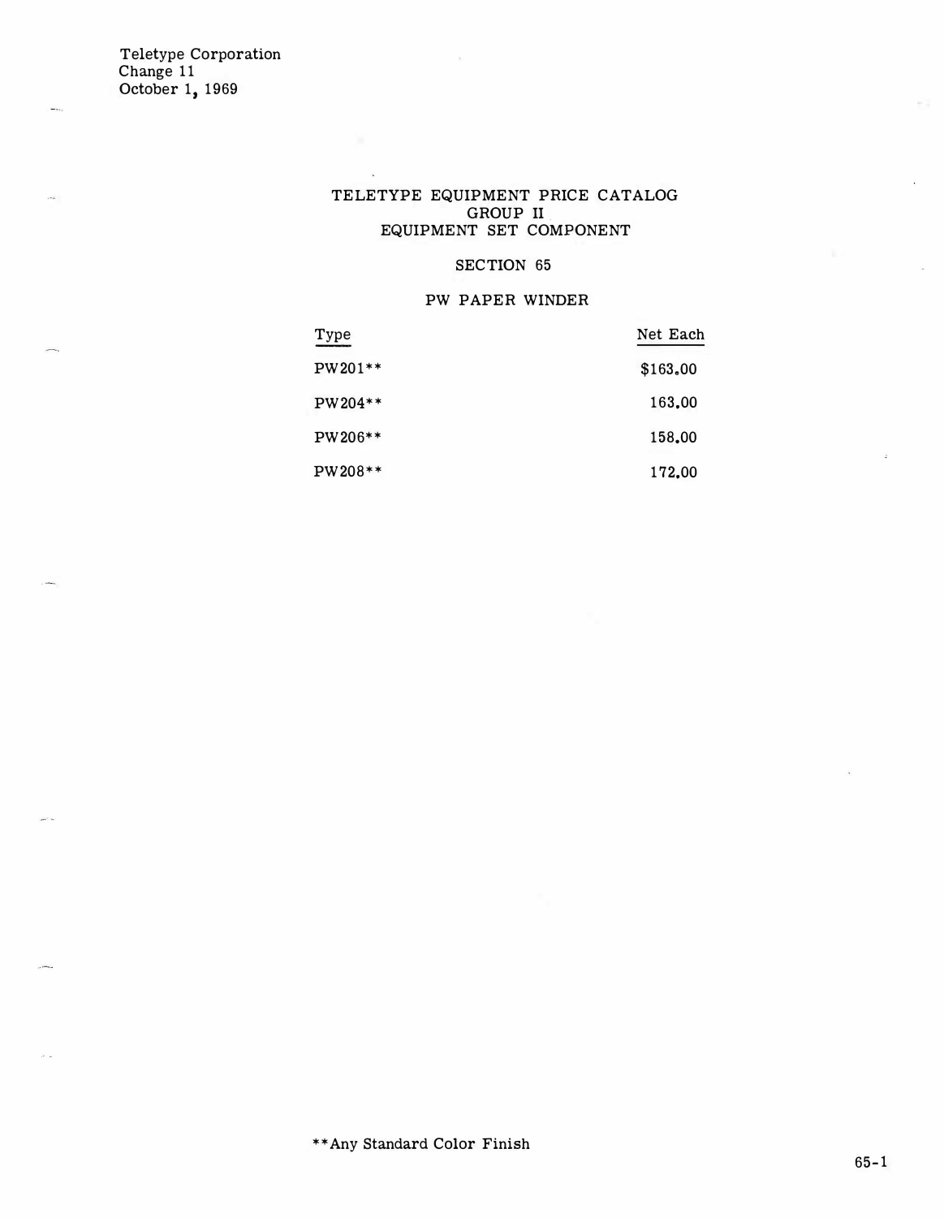Teletype Corporation
Change 11
October 1, 1969

# TELETYPE EQUIPMENT PRICE CATALOG
## GROUP II
## EQUIPMENT SET COMPONENT

### SECTION 65

### PW PAPER WINDER

| Type | Net Each |
|---|---|
| PW201** | $163.00 |
| PW204** | 163.00 |
| PW206** | 158.00 |
| PW208** | 172.00 |

**Any Standard Color Finish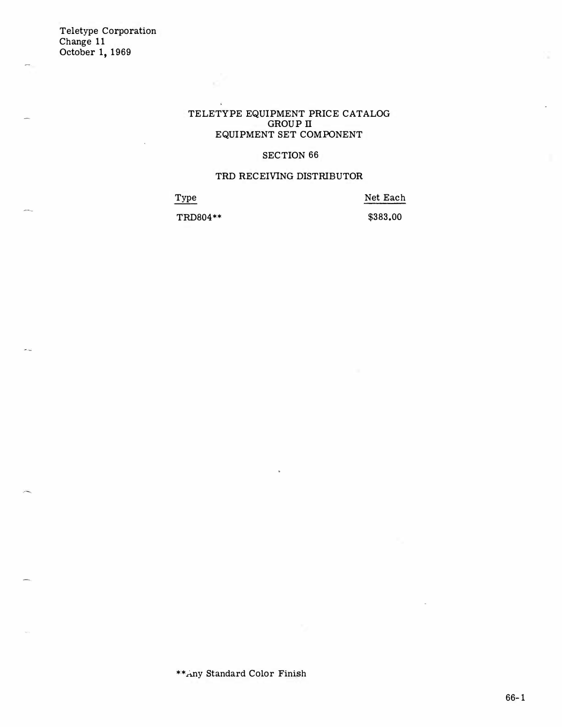Teletype Corporation
Change 11
October 1, 1969

# TELETYPE EQUIPMENT PRICE CATALOG
## GROUP II
## EQUIPMENT SET COMPONENT

### SECTION 66

### TRD RECEIVING DISTRIBUTOR

| Type | Net Each |
|---|---|
| TRD804** | $383.00 |

**Any Standard Color Finish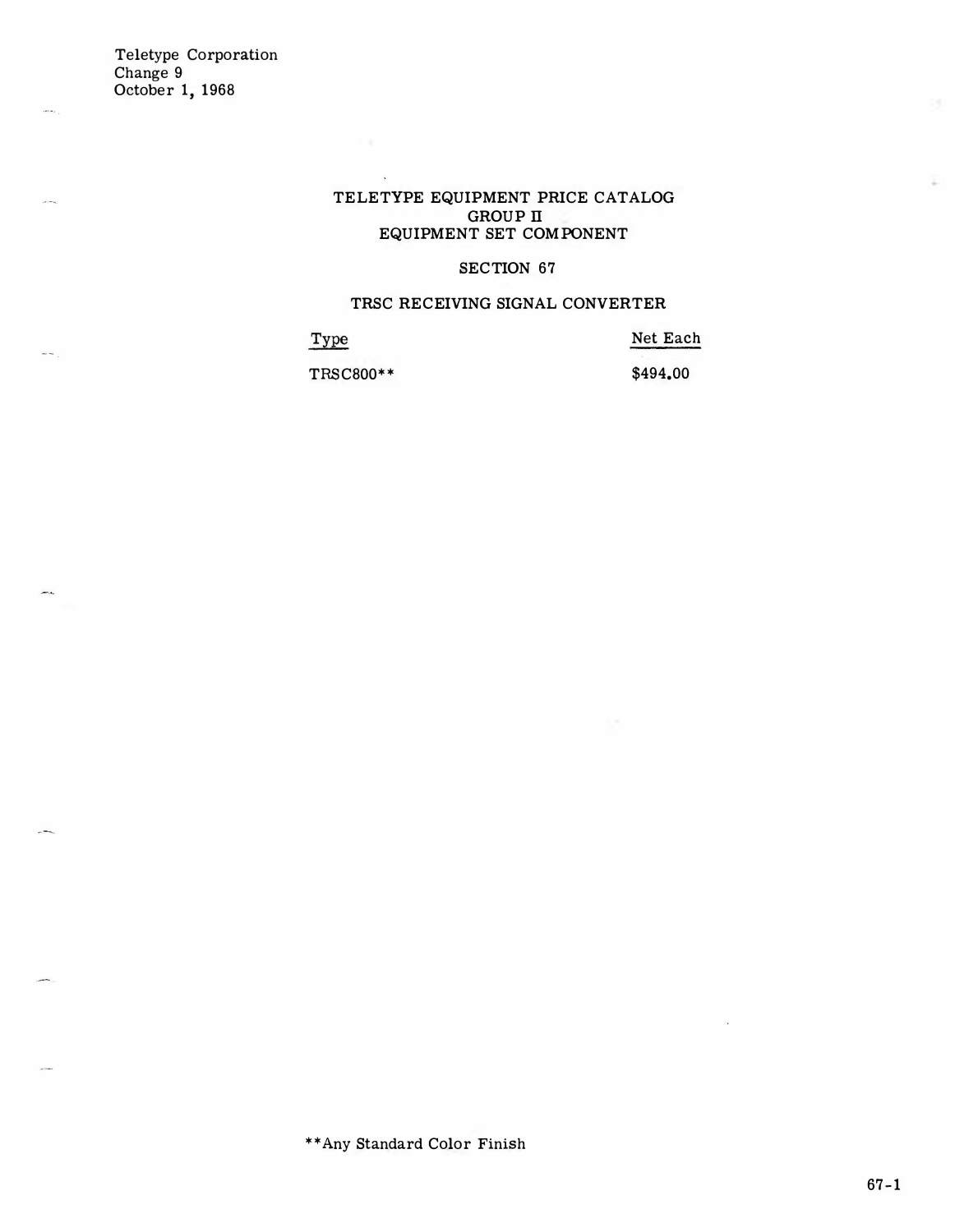Teletype Corporation
Change 9
October 1, 1968

# TELETYPE EQUIPMENT PRICE CATALOG
## GROUP II
## EQUIPMENT SET COMPONENT

### SECTION 67

### TRSC RECEIVING SIGNAL CONVERTER

| Type | Net Each |
|---|---|
| TRSC800** | $494.00 |

**Any Standard Color Finish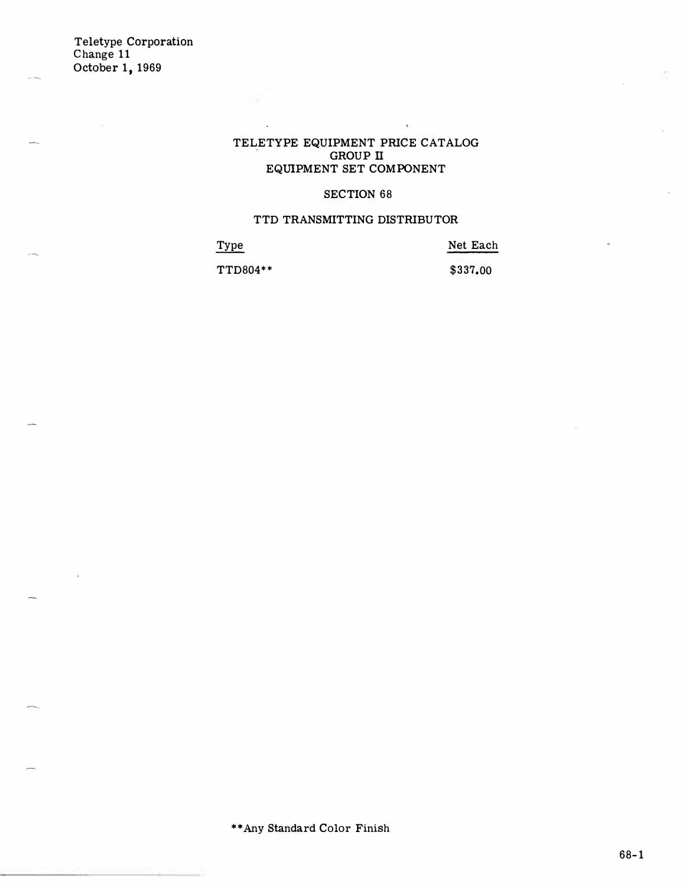Teletype Corporation
Change 11
October 1, 1969

# TELETYPE EQUIPMENT PRICE CATALOG
## GROUP II
## EQUIPMENT SET COMPONENT

### SECTION 68

### TTD TRANSMITTING DISTRIBUTOR

| Type | Net Each |
|---|---|
| TTD804** | $337.00 |

**Any Standard Color Finish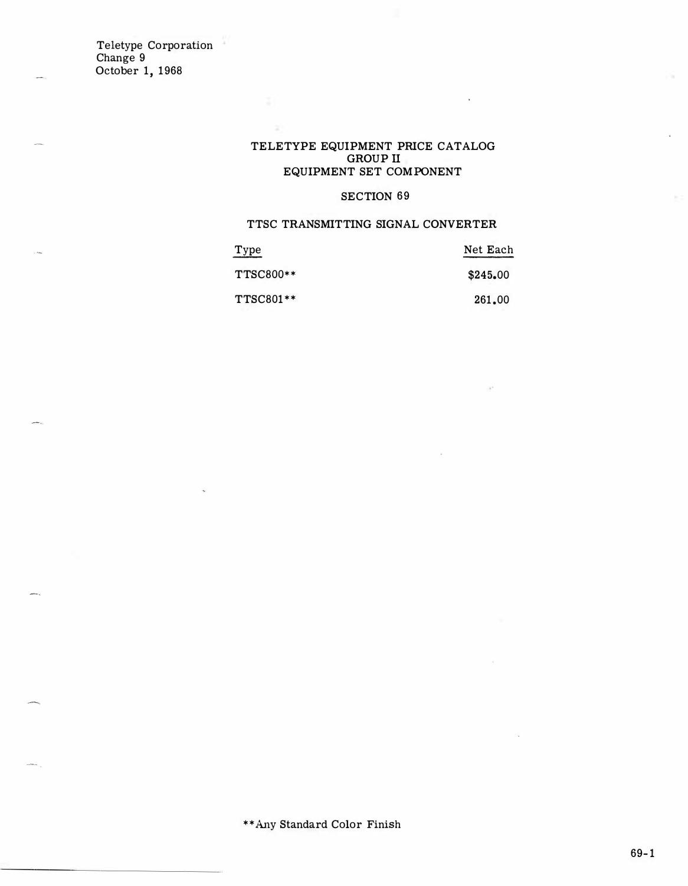Teletype Corporation
Change 9
October 1, 1968

# TELETYPE EQUIPMENT PRICE CATALOG
## GROUP II
## EQUIPMENT SET COMPONENT

### SECTION 69

### TTSC TRANSMITTING SIGNAL CONVERTER

| Type | Net Each |
|---|---|
| TTSC800** | $245.00 |
| TTSC801** | 261.00 |

**Any Standard Color Finish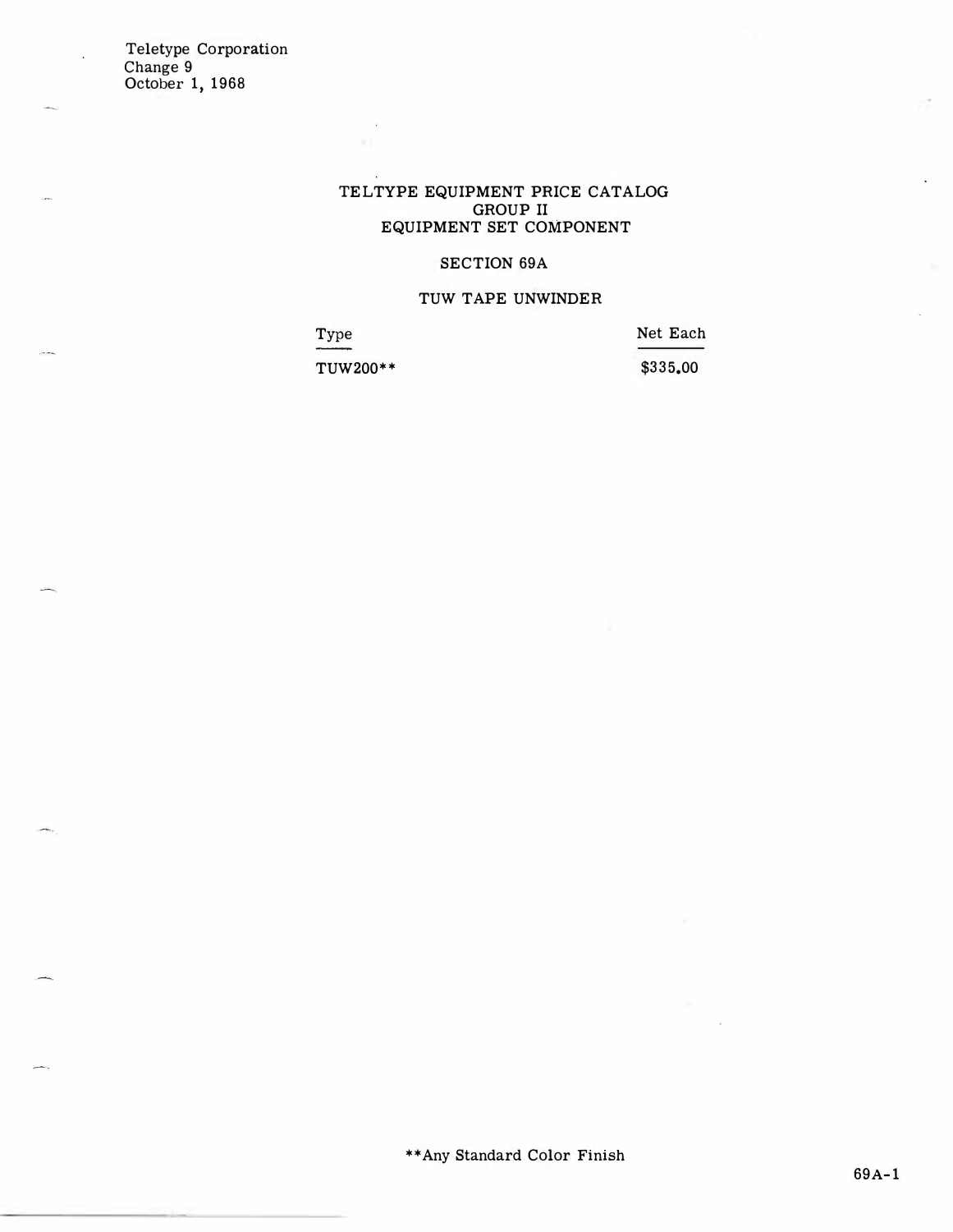Teletype Corporation
Change 9
October 1, 1968

# TELTYPE EQUIPMENT PRICE CATALOG
## GROUP II
## EQUIPMENT SET COMPONENT

### SECTION 69A

### TUW TAPE UNWINDER

| Type | Net Each |
|---|---|
| TUW200** | $335.00 |

**Any Standard Color Finish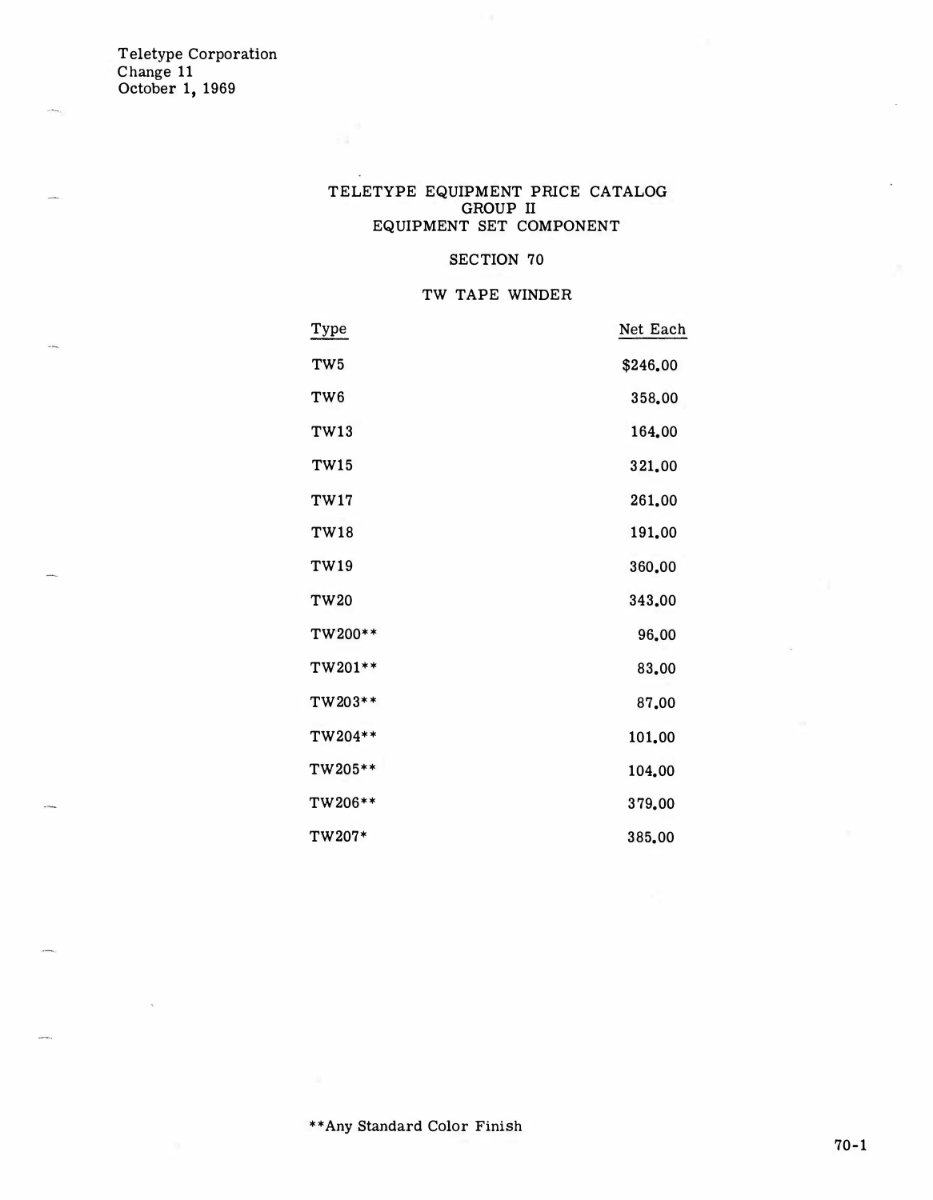Teletype Corporation
Change 11
October 1, 1969

# TELETYPE EQUIPMENT PRICE CATALOG
## GROUP II
## EQUIPMENT SET COMPONENT

### SECTION 70

### TW TAPE WINDER

| Type | Net Each |
|---|---|
| TW5 | $246.00 |
| TW6 | 358.00 |
| TW13 | 164.00 |
| TW15 | 321.00 |
| TW17 | 261.00 |
| TW18 | 191.00 |
| TW19 | 360.00 |
| TW20 | 343.00 |
| TW200** | 96.00 |
| TW201** | 83.00 |
| TW203** | 87.00 |
| TW204** | 101.00 |
| TW205** | 104.00 |
| TW206** | 379.00 |
| TW207* | 385.00 |

**Any Standard Color Finish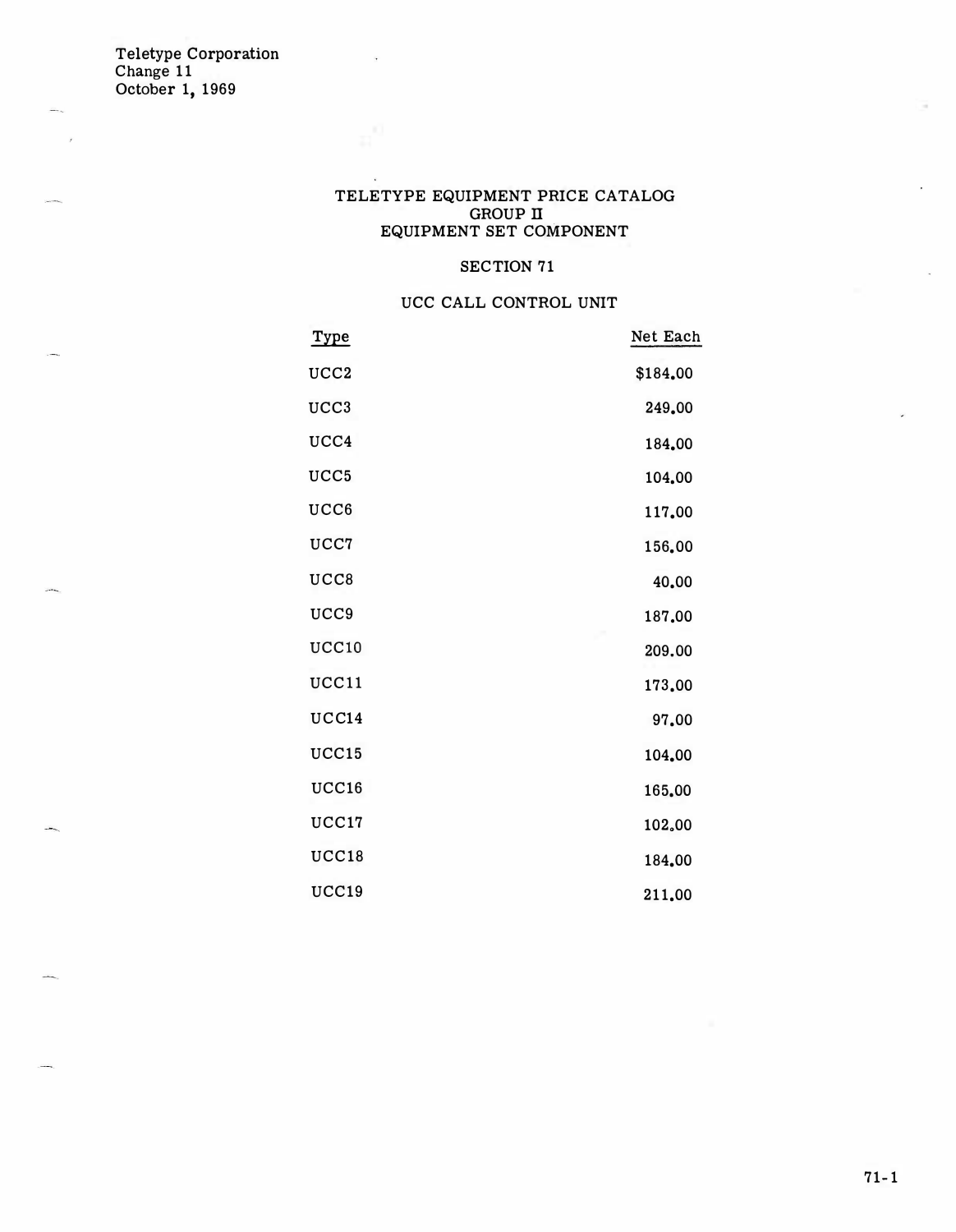Teletype Corporation
Change 11
October 1, 1969

# TELETYPE EQUIPMENT PRICE CATALOG
## GROUP II
## EQUIPMENT SET COMPONENT

### SECTION 71

### UCC CALL CONTROL UNIT

| Type | Net Each |
|---|---|
| UCC2 | $184.00 |
| UCC3 | 249.00 |
| UCC4 | 184.00 |
| UCC5 | 104.00 |
| UCC6 | 117.00 |
| UCC7 | 156.00 |
| UCC8 | 40.00 |
| UCC9 | 187.00 |
| UCC10 | 209.00 |
| UCC11 | 173.00 |
| UCC14 | 97.00 |
| UCC15 | 104.00 |
| UCC16 | 165.00 |
| UCC17 | 102.00 |
| UCC18 | 184.00 |
| UCC19 | 211.00 |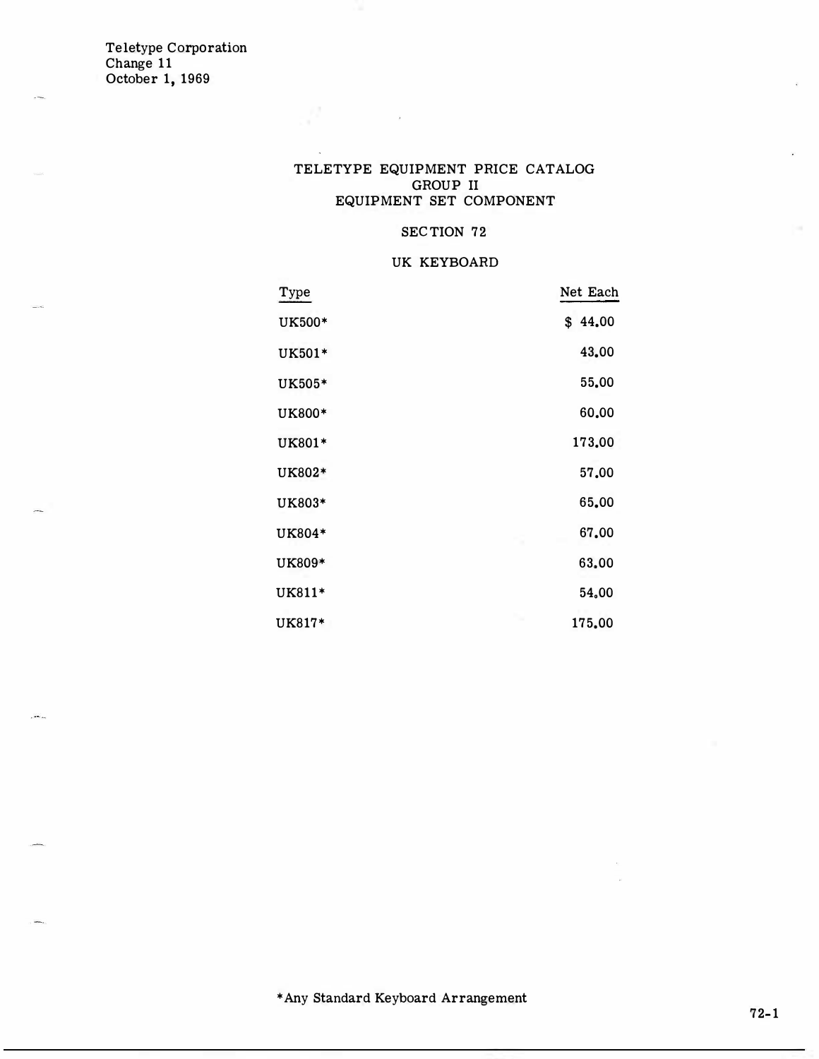Teletype Corporation
Change 11
October 1, 1969

# TELETYPE EQUIPMENT PRICE CATALOG
## GROUP II
## EQUIPMENT SET COMPONENT

### SECTION 72

### UK KEYBOARD

| Type | Net Each |
|---|---|
| UK500* | $ 44.00 |
| UK501* | 43.00 |
| UK505* | 55.00 |
| UK800* | 60.00 |
| UK801* | 173.00 |
| UK802* | 57.00 |
| UK803* | 65.00 |
| UK804* | 67.00 |
| UK809* | 63.00 |
| UK811* | 54.00 |
| UK817* | 175.00 |

*Any Standard Keyboard Arrangement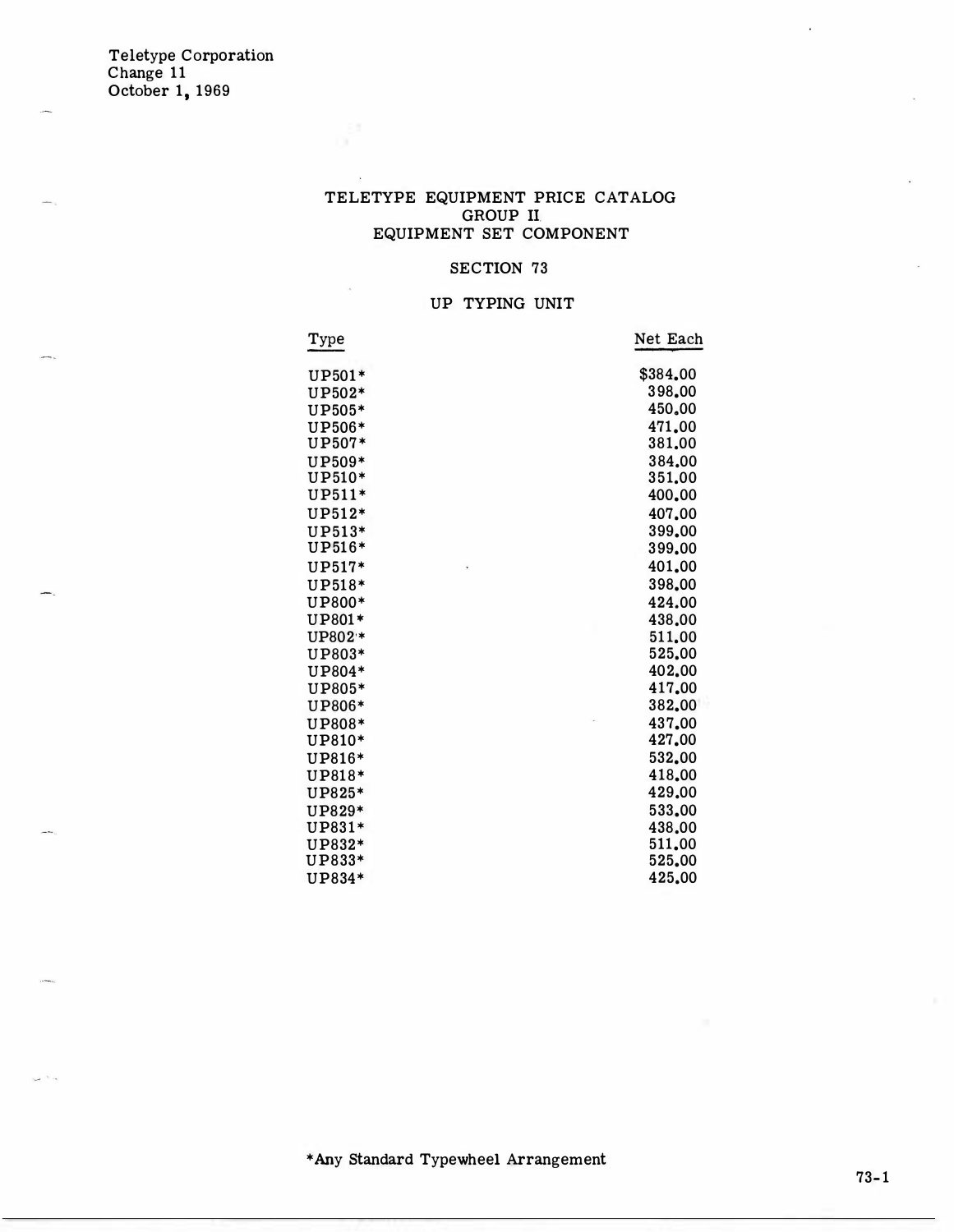Teletype Corporation
Change 11
October 1, 1969

# TELETYPE EQUIPMENT PRICE CATALOG
## GROUP II
## EQUIPMENT SET COMPONENT

### SECTION 73

### UP TYPING UNIT

| Type | Net Each |
|---|---|
| UP501* | $384.00 |
| UP502* | 398.00 |
| UP505* | 450.00 |
| UP506* | 471.00 |
| UP507* | 381.00 |
| UP509* | 384.00 |
| UP510* | 351.00 |
| UP511* | 400.00 |
| UP512* | 407.00 |
| UP513* | 399.00 |
| UP516* | 399.00 |
| UP517* | 401.00 |
| UP518* | 398.00 |
| UP800* | 424.00 |
| UP801* | 438.00 |
| UP802* | 511.00 |
| UP803* | 525.00 |
| UP804* | 402.00 |
| UP805* | 417.00 |
| UP806* | 382.00 |
| UP808* | 437.00 |
| UP810* | 427.00 |
| UP816* | 532.00 |
| UP818* | 418.00 |
| UP825* | 429.00 |
| UP829* | 533.00 |
| UP831* | 438.00 |
| UP832* | 511.00 |
| UP833* | 525.00 |
| UP834* | 425.00 |

*Any Standard Typewheel Arrangement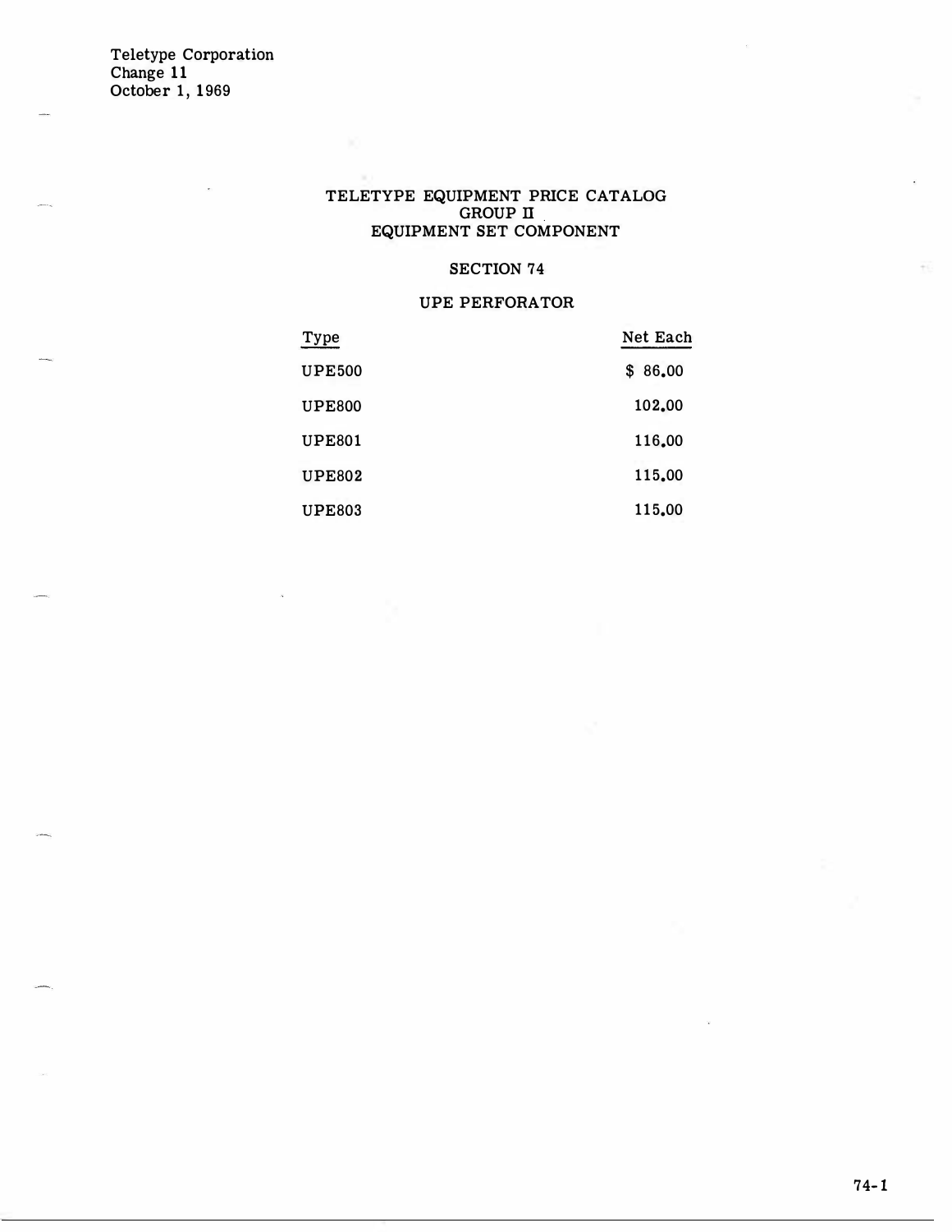Teletype Corporation
Change 11
October 1, 1969

# TELETYPE EQUIPMENT PRICE CATALOG
## GROUP II
## EQUIPMENT SET COMPONENT

### SECTION 74

### UPE PERFORATOR

| Type | Net Each |
|---|---|
| UPE500 | $ 86.00 |
| UPE800 | 102.00 |
| UPE801 | 116.00 |
| UPE802 | 115.00 |
| UPE803 | 115.00 |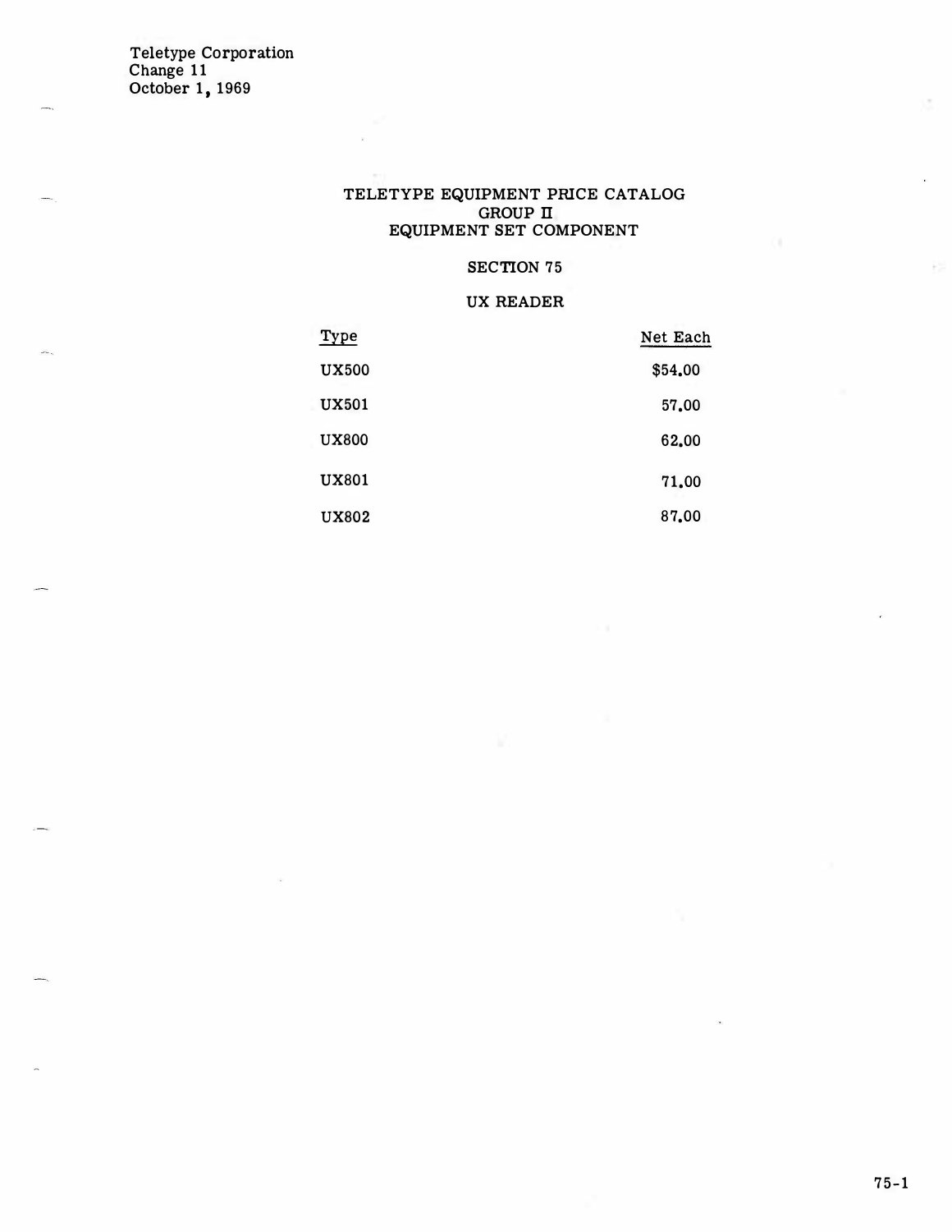Teletype Corporation
Change 11
October 1, 1969

# TELETYPE EQUIPMENT PRICE CATALOG
## GROUP II
## EQUIPMENT SET COMPONENT

### SECTION 75

### UX READER

| Type | Net Each |
|---|---|
| UX500 | $54.00 |
| UX501 | 57.00 |
| UX800 | 62.00 |
| UX801 | 71.00 |
| UX802 | 87.00 |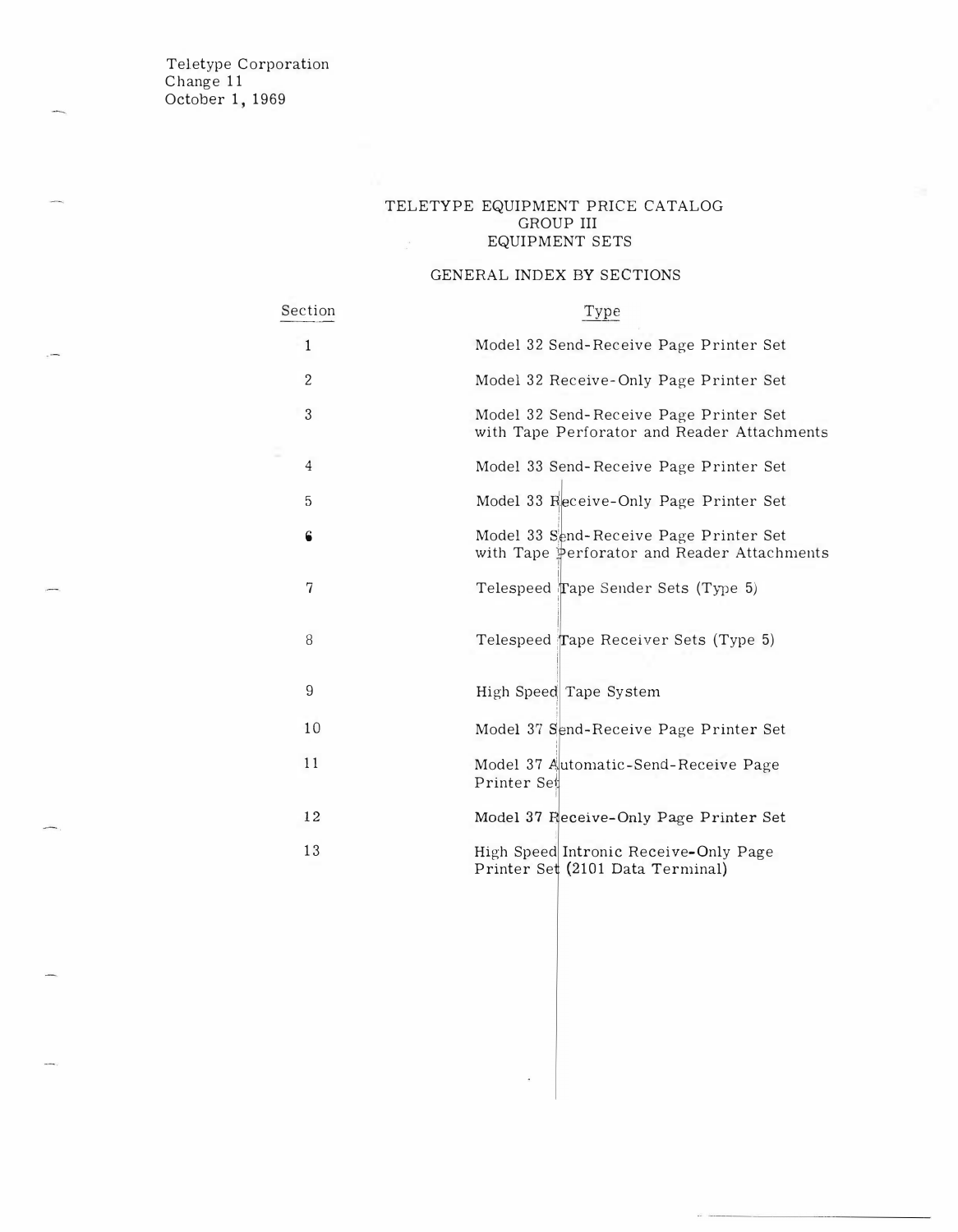Teletype Corporation
Change 11
October 1, 1969

# TELETYPE EQUIPMENT PRICE CATALOG
## GROUP III
## EQUIPMENT SETS

### GENERAL INDEX BY SECTIONS

| Section | Type |
|---|---|
| 1 | Model 32 Send-Receive Page Printer Set |
| 2 | Model 32 Receive-Only Page Printer Set |
| 3 | Model 32 Send-Receive Page Printer Set with Tape Perforator and Reader Attachments |
| 4 | Model 33 Send-Receive Page Printer Set |
| 5 | Model 33 Receive-Only Page Printer Set |
| 6 | Model 33 Send-Receive Page Printer Set with Tape Perforator and Reader Attachments |
| 7 | Telespeed Tape Sender Sets (Type 5) |
| 8 | Telespeed Tape Receiver Sets (Type 5) |
| 9 | High Speed Tape System |
| 10 | Model 37 Send-Receive Page Printer Set |
| 11 | Model 37 Automatic-Send-Receive Page Printer Set |
| 12 | Model 37 Receive-Only Page Printer Set |
| 13 | High Speed Intronic Receive-Only Page Printer Set (2101 Data Terminal) |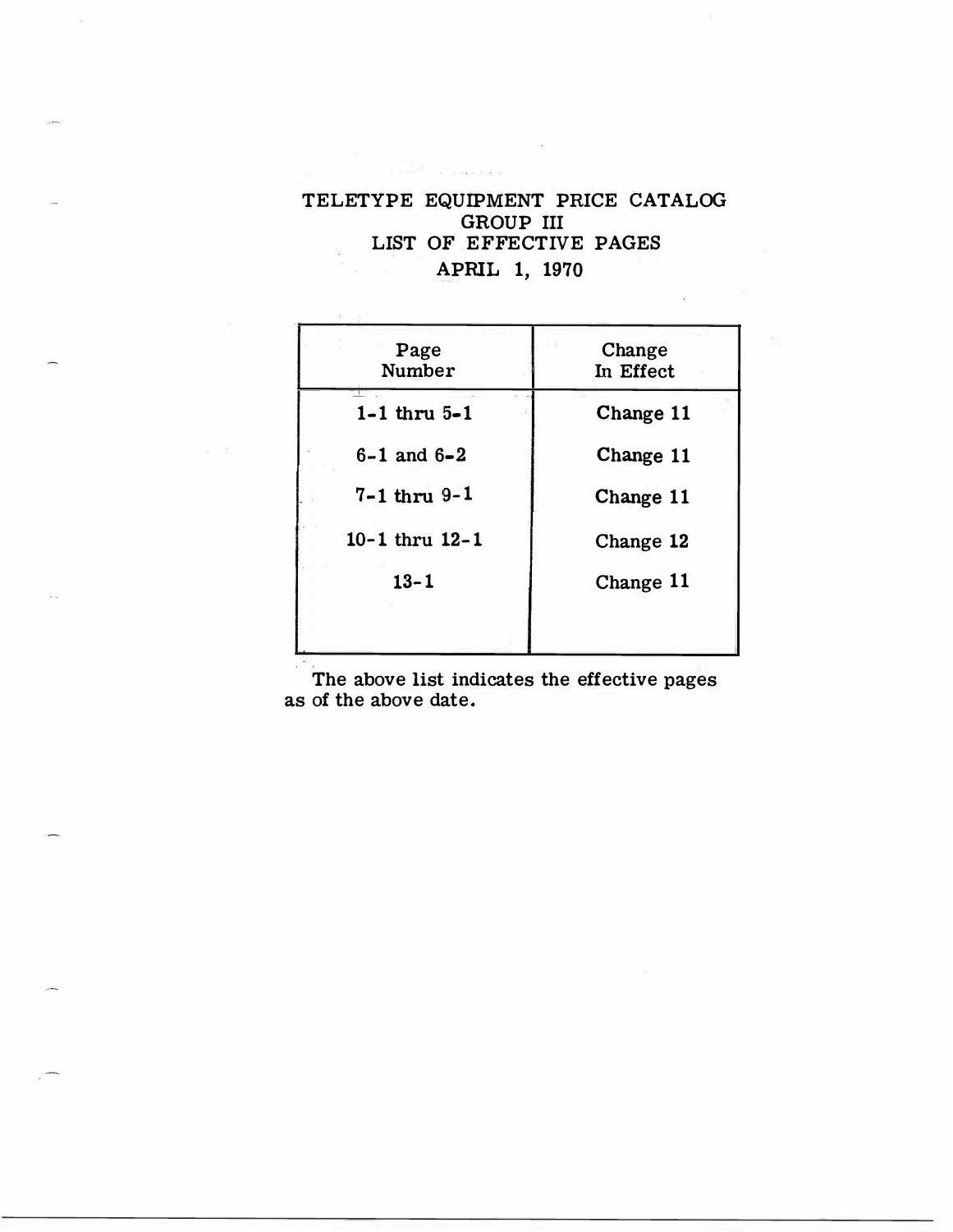# TELETYPE EQUIPMENT PRICE CATALOG
## GROUP III
## LIST OF EFFECTIVE PAGES
## APRIL 1, 1970

| Page Number | Change In Effect |
|---|---|
| 1-1 thru 5-1 | Change 11 |
| 6-1 and 6-2 | Change 11 |
| 7-1 thru 9-1 | Change 11 |
| 10-1 thru 12-1 | Change 12 |
| 13-1 | Change 11 |

The above list indicates the effective pages as of the above date.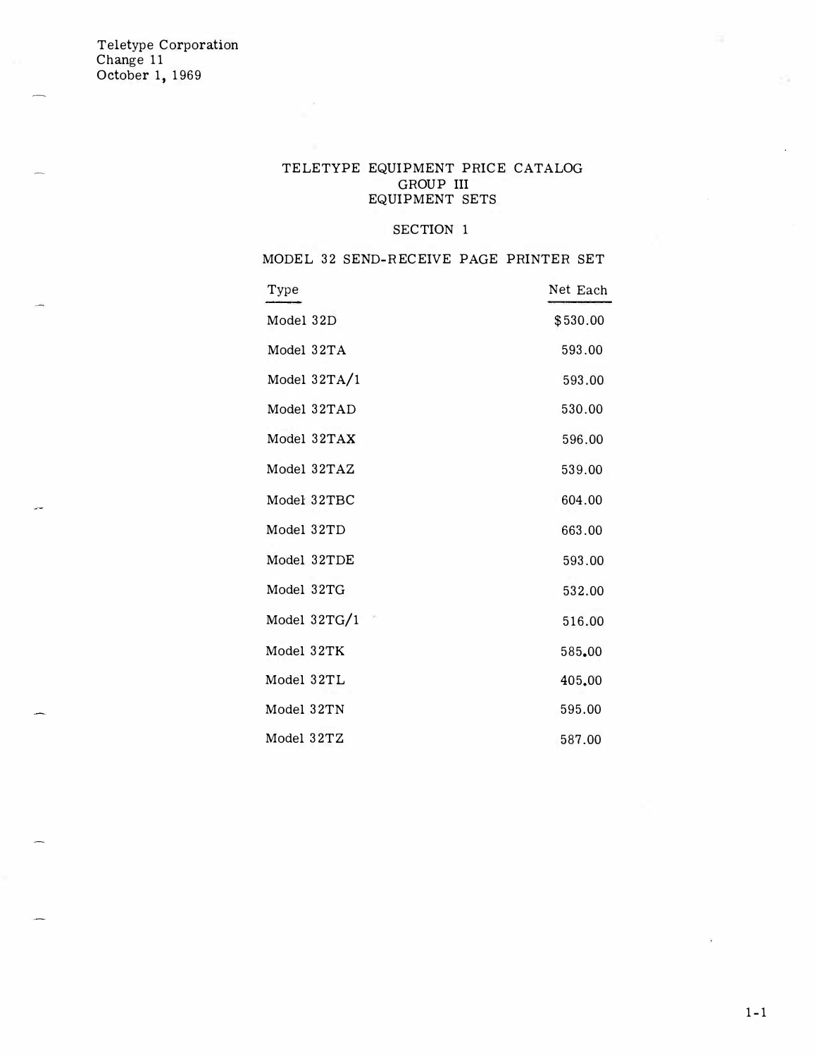Teletype Corporation
Change 11
October 1, 1969

# TELETYPE EQUIPMENT PRICE CATALOG
## GROUP III
## EQUIPMENT SETS

### SECTION 1

### MODEL 32 SEND-RECEIVE PAGE PRINTER SET

| Type | Net Each |
|---|---|
| Model 32D | $530.00 |
| Model 32TA | 593.00 |
| Model 32TA/1 | 593.00 |
| Model 32TAD | 530.00 |
| Model 32TAX | 596.00 |
| Model 32TAZ | 539.00 |
| Model 32TBC | 604.00 |
| Model 32TD | 663.00 |
| Model 32TDE | 593.00 |
| Model 32TG | 532.00 |
| Model 32TG/1 | 516.00 |
| Model 32TK | 585.00 |
| Model 32TL | 405.00 |
| Model 32TN | 595.00 |
| Model 32TZ | 587.00 |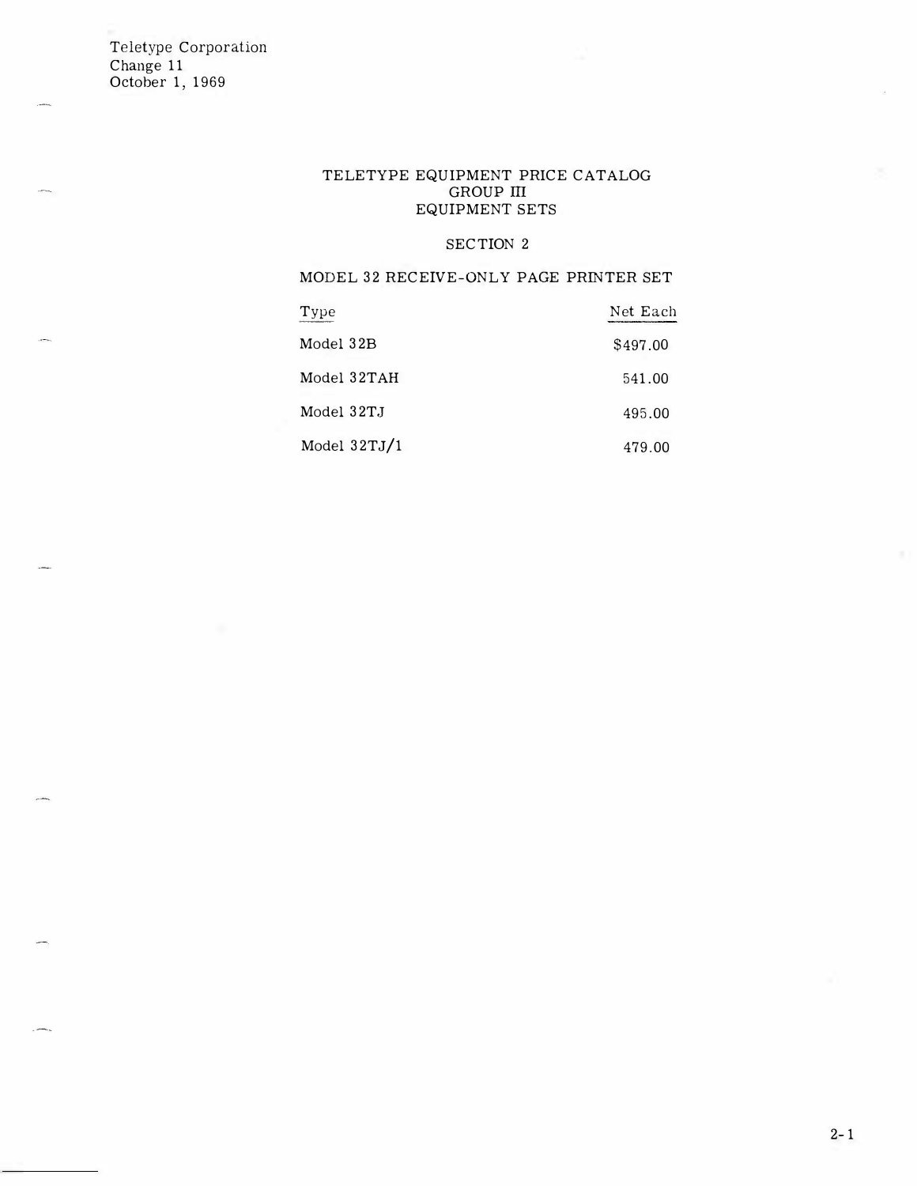Teletype Corporation
Change 11
October 1, 1969

# TELETYPE EQUIPMENT PRICE CATALOG
## GROUP III
## EQUIPMENT SETS

## SECTION 2

### MODEL 32 RECEIVE-ONLY PAGE PRINTER SET

| Type | Net Each |
|---|---|
| Model 32B | $497.00 |
| Model 32TAH | 541.00 |
| Model 32TJ | 495.00 |
| Model 32TJ/1 | 479.00 |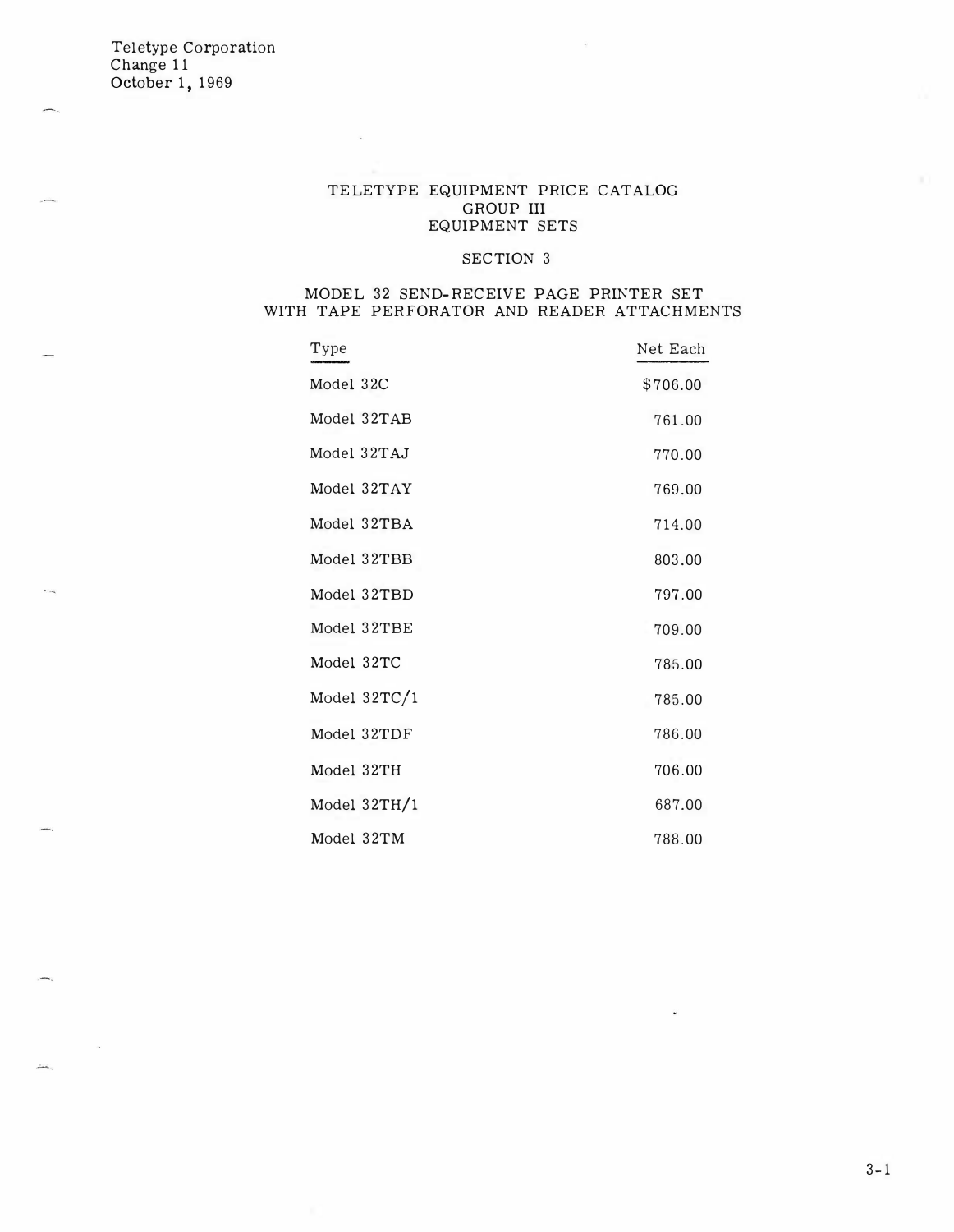Teletype Corporation
Change 11
October 1, 1969

# TELETYPE EQUIPMENT PRICE CATALOG
## GROUP III
## EQUIPMENT SETS

## SECTION 3

## MODEL 32 SEND-RECEIVE PAGE PRINTER SET WITH TAPE PERFORATOR AND READER ATTACHMENTS

| Type | Net Each |
|---|---|
| Model 32C | $706.00 |
| Model 32TAB | 761.00 |
| Model 32TAJ | 770.00 |
| Model 32TAY | 769.00 |
| Model 32TBA | 714.00 |
| Model 32TBB | 803.00 |
| Model 32TBD | 797.00 |
| Model 32TBE | 709.00 |
| Model 32TC | 785.00 |
| Model 32TC/1 | 785.00 |
| Model 32TDF | 786.00 |
| Model 32TH | 706.00 |
| Model 32TH/1 | 687.00 |
| Model 32TM | 788.00 |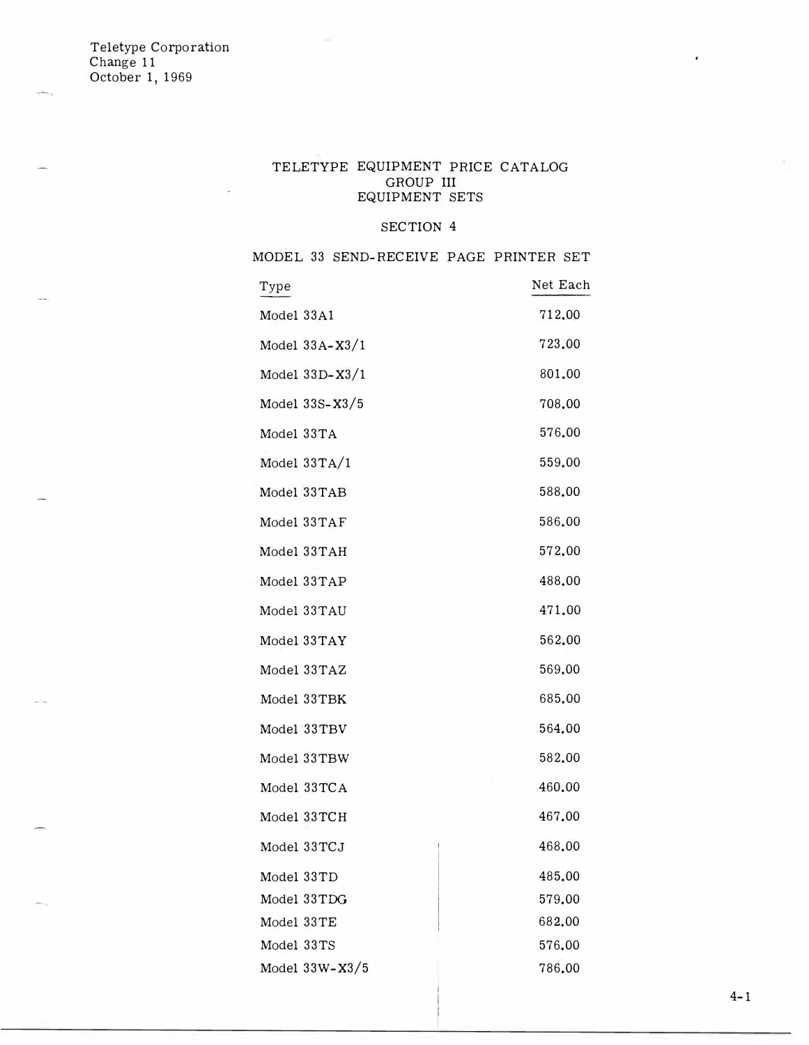Teletype Corporation
Change 11
October 1, 1969

# TELETYPE EQUIPMENT PRICE CATALOG
## GROUP III
## EQUIPMENT SETS

### SECTION 4

### MODEL 33 SEND-RECEIVE PAGE PRINTER SET

| Type | Net Each |
|---|---|
| Model 33A1 | 712.00 |
| Model 33A-X3/1 | 723.00 |
| Model 33D-X3/1 | 801.00 |
| Model 33S-X3/5 | 708.00 |
| Model 33TA | 576.00 |
| Model 33TA/1 | 559.00 |
| Model 33TAB | 588.00 |
| Model 33TAF | 586.00 |
| Model 33TAH | 572.00 |
| Model 33TAP | 488.00 |
| Model 33TAU | 471.00 |
| Model 33TAY | 562.00 |
| Model 33TAZ | 569.00 |
| Model 33TBK | 685.00 |
| Model 33TBV | 564.00 |
| Model 33TBW | 582.00 |
| Model 33TCA | 460.00 |
| Model 33TCH | 467.00 |
| Model 33TCJ | 468.00 |
| Model 33TD | 485.00 |
| Model 33TDG | 579.00 |
| Model 33TE | 682.00 |
| Model 33TS | 576.00 |
| Model 33W-X3/5 | 786.00 |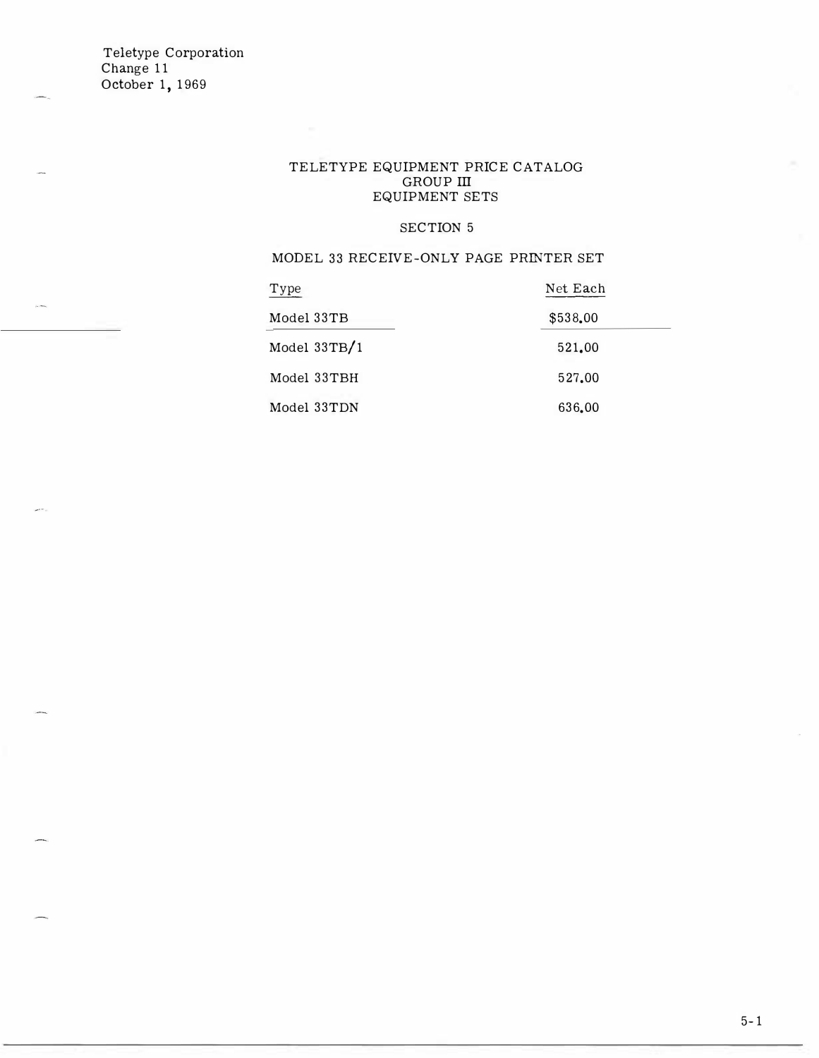Teletype Corporation
Change 11
October 1, 1969

# TELETYPE EQUIPMENT PRICE CATALOG
## GROUP III
## EQUIPMENT SETS

### SECTION 5

### MODEL 33 RECEIVE-ONLY PAGE PRINTER SET

| Type | Net Each |
|---|---|
| Model 33TB | $538.00 |
| Model 33TB/1 | 521.00 |
| Model 33TBH | 527.00 |
| Model 33TDN | 636.00 |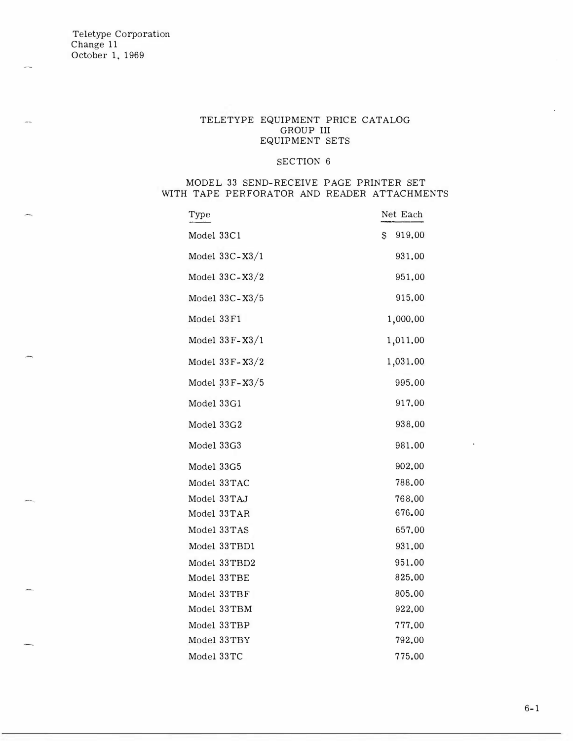Teletype Corporation
Change 11
October 1, 1969

# TELETYPE EQUIPMENT PRICE CATALOG
## GROUP III
## EQUIPMENT SETS

### SECTION 6

### MODEL 33 SEND-RECEIVE PAGE PRINTER SET WITH TAPE PERFORATOR AND READER ATTACHMENTS

| Type | Net Each |
|---|---|
| Model 33C1 | $ 919.00 |
| Model 33C-X3/1 | 931.00 |
| Model 33C-X3/2 | 951.00 |
| Model 33C-X3/5 | 915.00 |
| Model 33F1 | 1,000.00 |
| Model 33F-X3/1 | 1,011.00 |
| Model 33F-X3/2 | 1,031.00 |
| Model 33F-X3/5 | 995.00 |
| Model 33G1 | 917.00 |
| Model 33G2 | 938.00 |
| Model 33G3 | 981.00 |
| Model 33G5 | 902.00 |
| Model 33TAC | 788.00 |
| Model 33TAJ | 768.00 |
| Model 33TAR | 676.00 |
| Model 33TAS | 657.00 |
| Model 33TBD1 | 931.00 |
| Model 33TBD2 | 951.00 |
| Model 33TBE | 825.00 |
| Model 33TBF | 805.00 |
| Model 33TBM | 922.00 |
| Model 33TBP | 777.00 |
| Model 33TBY | 792.00 |
| Model 33TC | 775.00 |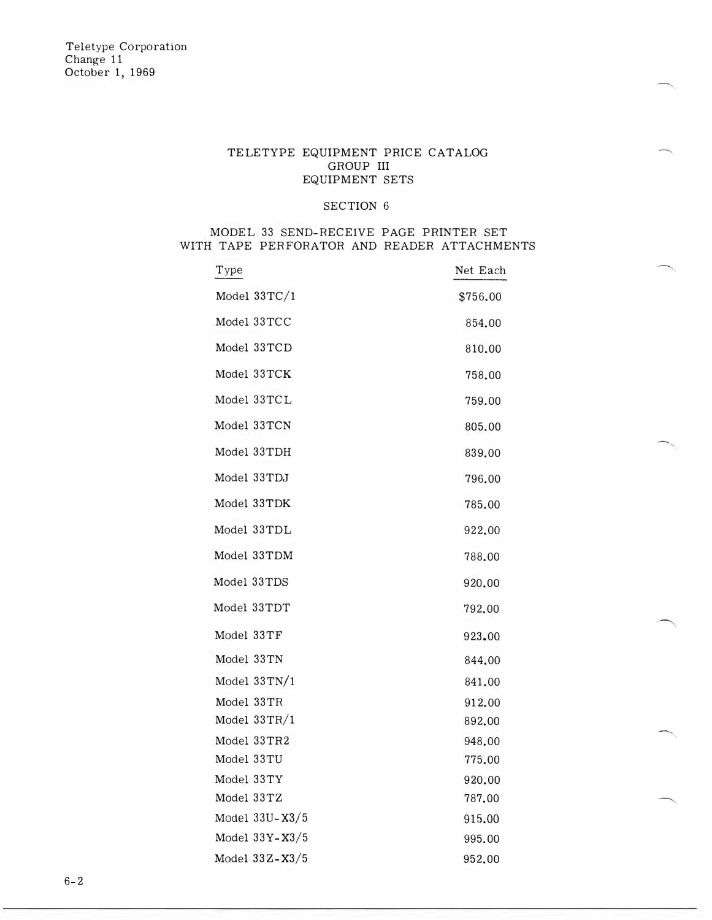Teletype Corporation
Change 11
October 1, 1969

# TELETYPE EQUIPMENT PRICE CATALOG
## GROUP III
## EQUIPMENT SETS

### SECTION 6

### MODEL 33 SEND-RECEIVE PAGE PRINTER SET WITH TAPE PERFORATOR AND READER ATTACHMENTS

| Type | Net Each |
|---|---|
| Model 33TC/1 | $756.00 |
| Model 33TCC | 854.00 |
| Model 33TCD | 810.00 |
| Model 33TCK | 758.00 |
| Model 33TCL | 759.00 |
| Model 33TCN | 805.00 |
| Model 33TDH | 839.00 |
| Model 33TDJ | 796.00 |
| Model 33TDK | 785.00 |
| Model 33TDL | 922.00 |
| Model 33TDM | 788.00 |
| Model 33TDS | 920.00 |
| Model 33TDT | 792.00 |
| Model 33TF | 923.00 |
| Model 33TN | 844.00 |
| Model 33TN/1 | 841.00 |
| Model 33TR | 912.00 |
| Model 33TR/1 | 892.00 |
| Model 33TR2 | 948.00 |
| Model 33TU | 775.00 |
| Model 33TY | 920.00 |
| Model 33TZ | 787.00 |
| Model 33U-X3/5 | 915.00 |
| Model 33Y-X3/5 | 995.00 |
| Model 33Z-X3/5 | 952.00 |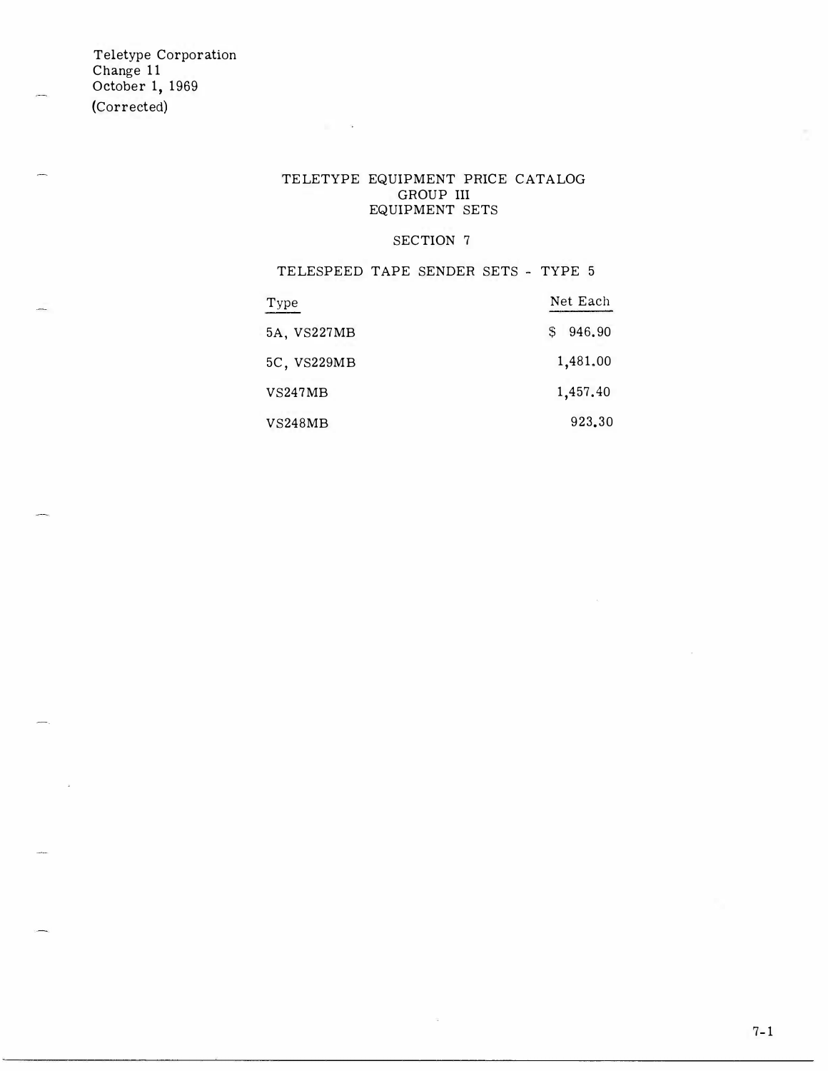Teletype Corporation
Change 11
October 1, 1969
(Corrected)

# TELETYPE EQUIPMENT PRICE CATALOG
## GROUP III
## EQUIPMENT SETS

### SECTION 7

### TELESPEED TAPE SENDER SETS - TYPE 5

| Type | Net Each |
|---|---|
| 5A, VS227MB | $ 946.90 |
| 5C, VS229MB | 1,481.00 |
| VS247MB | 1,457.40 |
| VS248MB | 923.30 |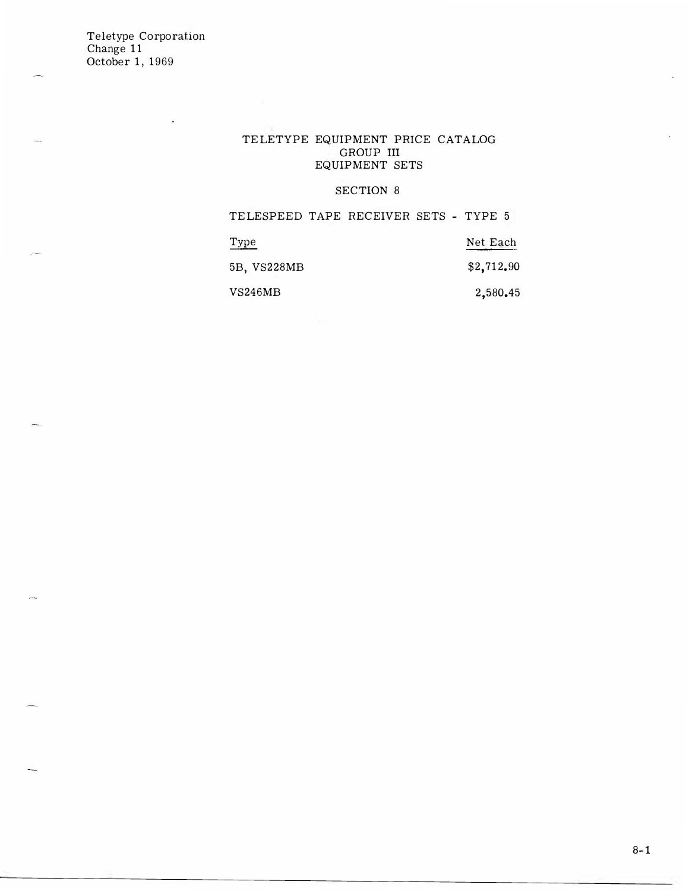Teletype Corporation
Change 11
October 1, 1969

# TELETYPE EQUIPMENT PRICE CATALOG
## GROUP III
## EQUIPMENT SETS

### SECTION 8

### TELESPEED TAPE RECEIVER SETS - TYPE 5

| Type | Net Each |
|---|---|
| 5B, VS228MB | $2,712.90 |
| VS246MB | 2,580.45 |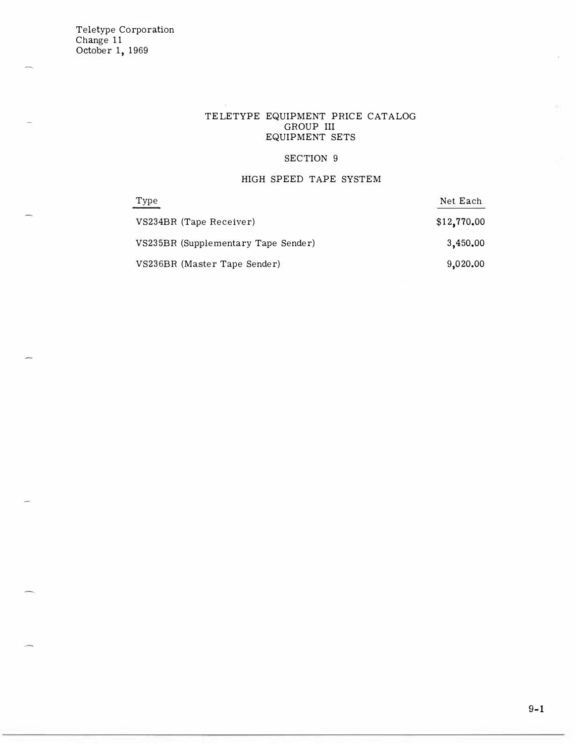Teletype Corporation
Change 11
October 1, 1969

# TELETYPE EQUIPMENT PRICE CATALOG
## GROUP III
## EQUIPMENT SETS

### SECTION 9

### HIGH SPEED TAPE SYSTEM

| Type | Net Each |
|---|---|
| VS234BR (Tape Receiver) | $12,770.00 |
| VS235BR (Supplementary Tape Sender) | 3,450.00 |
| VS236BR (Master Tape Sender) | 9,020.00 |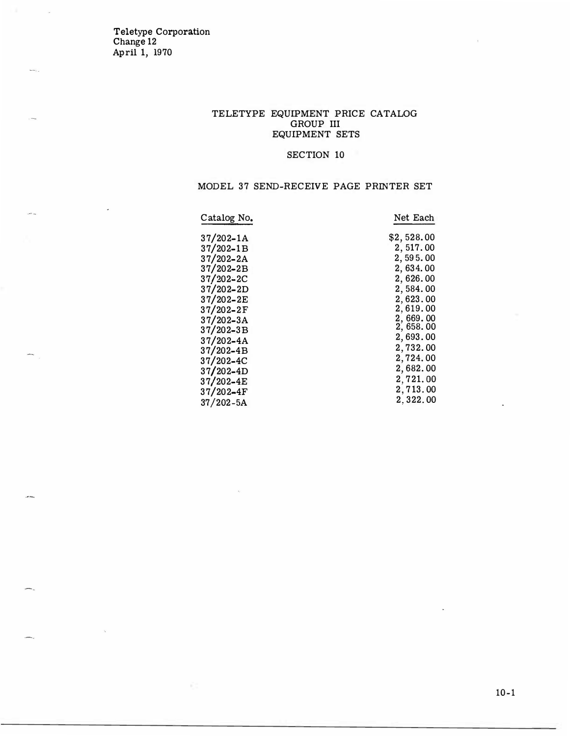Teletype Corporation
Change 12
April 1, 1970

# TELETYPE EQUIPMENT PRICE CATALOG
## GROUP III
## EQUIPMENT SETS

### SECTION 10

### MODEL 37 SEND-RECEIVE PAGE PRINTER SET

| Catalog No. | Net Each |
|---|---|
| 37/202-1A | $2,528.00 |
| 37/202-1B | 2,517.00 |
| 37/202-2A | 2,595.00 |
| 37/202-2B | 2,634.00 |
| 37/202-2C | 2,626.00 |
| 37/202-2D | 2,584.00 |
| 37/202-2E | 2,623.00 |
| 37/202-2F | 2,619.00 |
| 37/202-3A | 2,669.00 |
| 37/202-3B | 2,658.00 |
| 37/202-4A | 2,693.00 |
| 37/202-4B | 2,732.00 |
| 37/202-4C | 2,724.00 |
| 37/202-4D | 2,682.00 |
| 37/202-4E | 2,721.00 |
| 37/202-4F | 2,713.00 |
| 37/202-5A | 2,322.00 |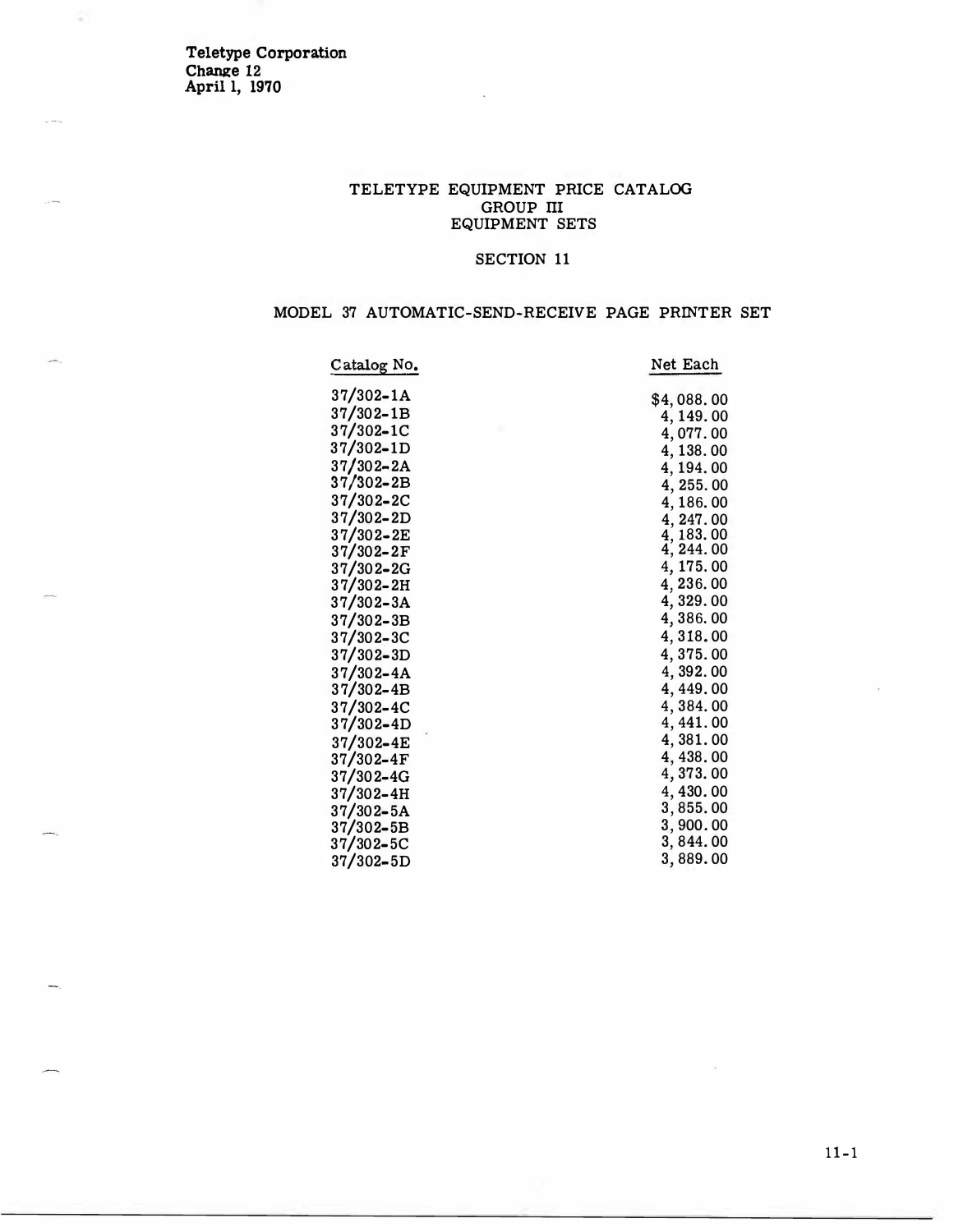Teletype Corporation
Change 12
April 1, 1970

# TELETYPE EQUIPMENT PRICE CATALOG
## GROUP III
## EQUIPMENT SETS

## SECTION 11

## MODEL 37 AUTOMATIC-SEND-RECEIVE PAGE PRINTER SET

| Catalog No. | Net Each |
|---|---|
| 37/302-1A | $4,088.00 |
| 37/302-1B | 4,149.00 |
| 37/302-1C | 4,077.00 |
| 37/302-1D | 4,138.00 |
| 37/302-2A | 4,194.00 |
| 37/302-2B | 4,255.00 |
| 37/302-2C | 4,186.00 |
| 37/302-2D | 4,247.00 |
| 37/302-2E | 4,183.00 |
| 37/302-2F | 4,244.00 |
| 37/302-2G | 4,175.00 |
| 37/302-2H | 4,236.00 |
| 37/302-3A | 4,329.00 |
| 37/302-3B | 4,386.00 |
| 37/302-3C | 4,318.00 |
| 37/302-3D | 4,375.00 |
| 37/302-4A | 4,392.00 |
| 37/302-4B | 4,449.00 |
| 37/302-4C | 4,384.00 |
| 37/302-4D | 4,441.00 |
| 37/302-4E | 4,381.00 |
| 37/302-4F | 4,438.00 |
| 37/302-4G | 4,373.00 |
| 37/302-4H | 4,430.00 |
| 37/302-5A | 3,855.00 |
| 37/302-5B | 3,900.00 |
| 37/302-5C | 3,844.00 |
| 37/302-5D | 3,889.00 |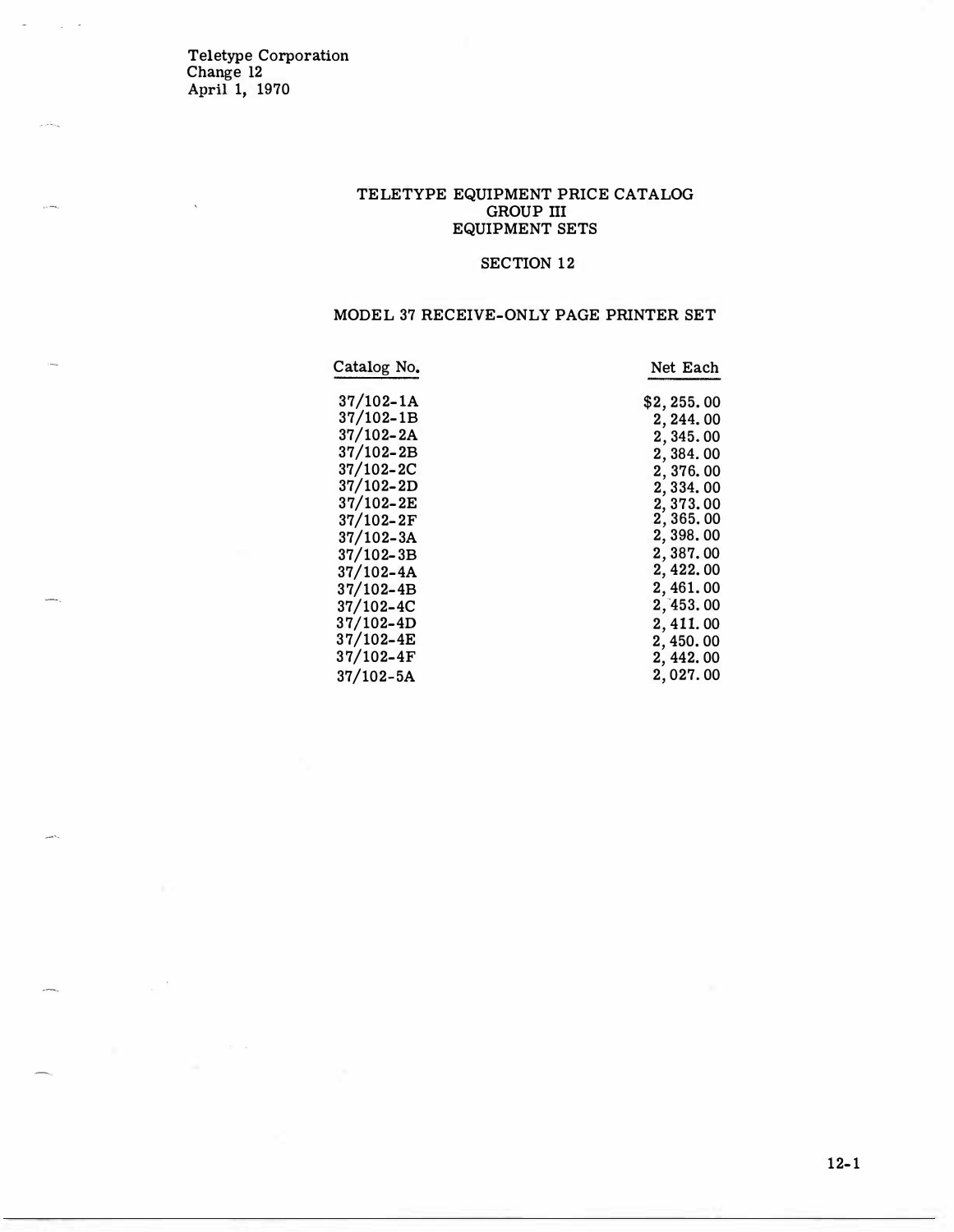Teletype Corporation
Change 12
April 1, 1970

# TELETYPE EQUIPMENT PRICE CATALOG
## GROUP III
## EQUIPMENT SETS

### SECTION 12

### MODEL 37 RECEIVE-ONLY PAGE PRINTER SET

| Catalog No. | Net Each |
|---|---|
| 37/102-1A | $2,255.00 |
| 37/102-1B | 2,244.00 |
| 37/102-2A | 2,345.00 |
| 37/102-2B | 2,384.00 |
| 37/102-2C | 2,376.00 |
| 37/102-2D | 2,334.00 |
| 37/102-2E | 2,373.00 |
| 37/102-2F | 2,365.00 |
| 37/102-3A | 2,398.00 |
| 37/102-3B | 2,387.00 |
| 37/102-4A | 2,422.00 |
| 37/102-4B | 2,461.00 |
| 37/102-4C | 2,453.00 |
| 37/102-4D | 2,411.00 |
| 37/102-4E | 2,450.00 |
| 37/102-4F | 2,442.00 |
| 37/102-5A | 2,027.00 |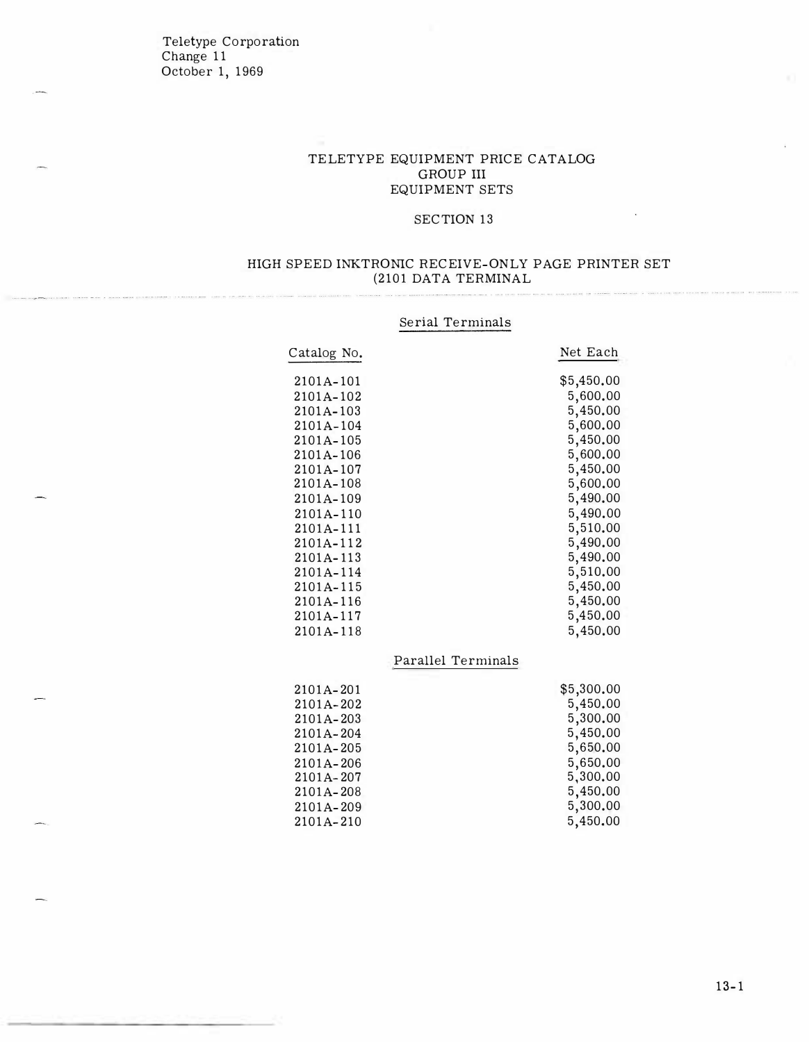Teletype Corporation
Change 11
October 1, 1969

# TELETYPE EQUIPMENT PRICE CATALOG
## GROUP III
## EQUIPMENT SETS

### SECTION 13

### HIGH SPEED INKTRONIC RECEIVE-ONLY PAGE PRINTER SET (2101 DATA TERMINAL

#### Serial Terminals

| Catalog No. | Net Each |
|---|---|
| 2101A-101 | $5,450.00 |
| 2101A-102 | 5,600.00 |
| 2101A-103 | 5,450.00 |
| 2101A-104 | 5,600.00 |
| 2101A-105 | 5,450.00 |
| 2101A-106 | 5,600.00 |
| 2101A-107 | 5,450.00 |
| 2101A-108 | 5,600.00 |
| 2101A-109 | 5,490.00 |
| 2101A-110 | 5,490.00 |
| 2101A-111 | 5,510.00 |
| 2101A-112 | 5,490.00 |
| 2101A-113 | 5,490.00 |
| 2101A-114 | 5,510.00 |
| 2101A-115 | 5,450.00 |
| 2101A-116 | 5,450.00 |
| 2101A-117 | 5,450.00 |
| 2101A-118 | 5,450.00 |

#### Parallel Terminals

| Catalog No. | Net Each |
|---|---|
| 2101A-201 | $5,300.00 |
| 2101A-202 | 5,450.00 |
| 2101A-203 | 5,300.00 |
| 2101A-204 | 5,450.00 |
| 2101A-205 | 5,650.00 |
| 2101A-206 | 5,650.00 |
| 2101A-207 | 5,300.00 |
| 2101A-208 | 5,450.00 |
| 2101A-209 | 5,300.00 |
| 2101A-210 | 5,450.00 |